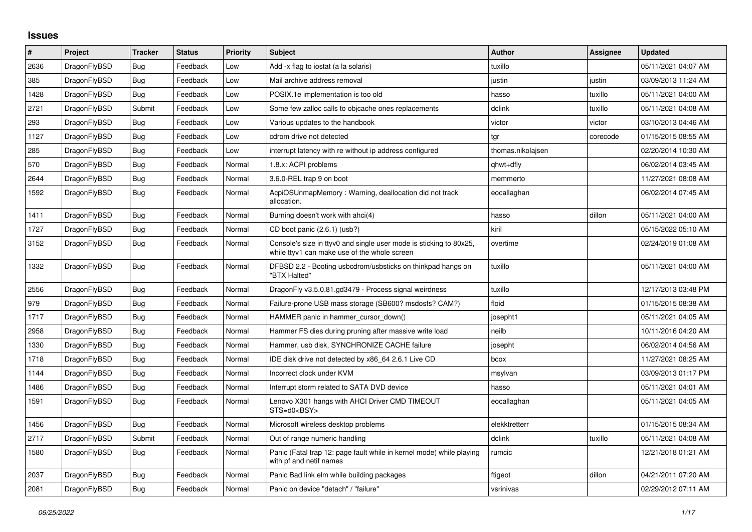## Issues

| # | Project | Tracker | Status | Priority | Subject | Author | Assignee | Updated |
|---|---|---|---|---|---|---|---|---|
| 2636 | DragonFlyBSD | Bug | Feedback | Low | Add -x flag to iostat (a la solaris) | tuxillo | | 05/11/2021 04:07 AM |
| 385 | DragonFlyBSD | Bug | Feedback | Low | Mail archive address removal | justin | justin | 03/09/2013 11:24 AM |
| 1428 | DragonFlyBSD | Bug | Feedback | Low | POSIX.1e implementation is too old | hasso | tuxillo | 05/11/2021 04:00 AM |
| 2721 | DragonFlyBSD | Submit | Feedback | Low | Some few zalloc calls to objcache ones replacements | dclink | tuxillo | 05/11/2021 04:08 AM |
| 293 | DragonFlyBSD | Bug | Feedback | Low | Various updates to the handbook | victor | victor | 03/10/2013 04:46 AM |
| 1127 | DragonFlyBSD | Bug | Feedback | Low | cdrom drive not detected | tgr | corecode | 01/15/2015 08:55 AM |
| 285 | DragonFlyBSD | Bug | Feedback | Low | interrupt latency with re without ip address configured | thomas.nikolajsen | | 02/20/2014 10:30 AM |
| 570 | DragonFlyBSD | Bug | Feedback | Normal | 1.8.x: ACPI problems | qhwt+dfly | | 06/02/2014 03:45 AM |
| 2644 | DragonFlyBSD | Bug | Feedback | Normal | 3.6.0-REL trap 9 on boot | memmerto | | 11/27/2021 08:08 AM |
| 1592 | DragonFlyBSD | Bug | Feedback | Normal | AcpiOSUnmapMemory : Warning, deallocation did not track allocation. | eocallaghan | | 06/02/2014 07:45 AM |
| 1411 | DragonFlyBSD | Bug | Feedback | Normal | Burning doesn't work with ahci(4) | hasso | dillon | 05/11/2021 04:00 AM |
| 1727 | DragonFlyBSD | Bug | Feedback | Normal | CD boot panic (2.6.1) (usb?) | kiril | | 05/15/2022 05:10 AM |
| 3152 | DragonFlyBSD | Bug | Feedback | Normal | Console's size in ttyv0 and single user mode is sticking to 80x25, while ttyv1 can make use of the whole screen | overtime | | 02/24/2019 01:08 AM |
| 1332 | DragonFlyBSD | Bug | Feedback | Normal | DFBSD 2.2 - Booting usbcdrom/usbsticks on thinkpad hangs on "BTX Halted" | tuxillo | | 05/11/2021 04:00 AM |
| 2556 | DragonFlyBSD | Bug | Feedback | Normal | DragonFly v3.5.0.81.gd3479 - Process signal weirdness | tuxillo | | 12/17/2013 03:48 PM |
| 979 | DragonFlyBSD | Bug | Feedback | Normal | Failure-prone USB mass storage (SB600? msdosfs? CAM?) | floid | | 01/15/2015 08:38 AM |
| 1717 | DragonFlyBSD | Bug | Feedback | Normal | HAMMER panic in hammer_cursor_down() | josepht1 | | 05/11/2021 04:05 AM |
| 2958 | DragonFlyBSD | Bug | Feedback | Normal | Hammer FS dies during pruning after massive write load | neilb | | 10/11/2016 04:20 AM |
| 1330 | DragonFlyBSD | Bug | Feedback | Normal | Hammer, usb disk, SYNCHRONIZE CACHE failure | josepht | | 06/02/2014 04:56 AM |
| 1718 | DragonFlyBSD | Bug | Feedback | Normal | IDE disk drive not detected by x86_64 2.6.1 Live CD | bcox | | 11/27/2021 08:25 AM |
| 1144 | DragonFlyBSD | Bug | Feedback | Normal | Incorrect clock under KVM | msylvan | | 03/09/2013 01:17 PM |
| 1486 | DragonFlyBSD | Bug | Feedback | Normal | Interrupt storm related to SATA DVD device | hasso | | 05/11/2021 04:01 AM |
| 1591 | DragonFlyBSD | Bug | Feedback | Normal | Lenovo X301 hangs with AHCI Driver CMD TIMEOUT STS=d0<BSY> | eocallaghan | | 05/11/2021 04:05 AM |
| 1456 | DragonFlyBSD | Bug | Feedback | Normal | Microsoft wireless desktop problems | elekktretterr | | 01/15/2015 08:34 AM |
| 2717 | DragonFlyBSD | Submit | Feedback | Normal | Out of range numeric handling | dclink | tuxillo | 05/11/2021 04:08 AM |
| 1580 | DragonFlyBSD | Bug | Feedback | Normal | Panic (Fatal trap 12: page fault while in kernel mode) while playing with pf and netif names | rumcic | | 12/21/2018 01:21 AM |
| 2037 | DragonFlyBSD | Bug | Feedback | Normal | Panic Bad link elm while building packages | ftigeot | dillon | 04/21/2011 07:20 AM |
| 2081 | DragonFlyBSD | Bug | Feedback | Normal | Panic on device "detach" / "failure" | vsrinivas | | 02/29/2012 07:11 AM |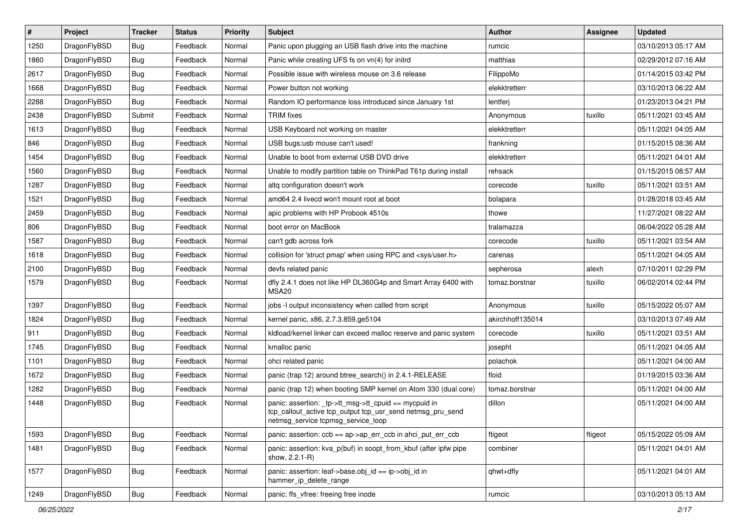| # | Project | Tracker | Status | Priority | Subject | Author | Assignee | Updated |
|---|---|---|---|---|---|---|---|---|
| 1250 | DragonFlyBSD | Bug | Feedback | Normal | Panic upon plugging an USB flash drive into the machine | rumcic | | 03/10/2013 05:17 AM |
| 1860 | DragonFlyBSD | Bug | Feedback | Normal | Panic while creating UFS fs on vn(4) for initrd | matthias | | 02/29/2012 07:16 AM |
| 2617 | DragonFlyBSD | Bug | Feedback | Normal | Possible issue with wireless mouse on 3.6 release | FilippoMo | | 01/14/2015 03:42 PM |
| 1668 | DragonFlyBSD | Bug | Feedback | Normal | Power button not working | elekktretterr | | 03/10/2013 06:22 AM |
| 2288 | DragonFlyBSD | Bug | Feedback | Normal | Random IO performance loss introduced since January 1st | lentferj | | 01/23/2013 04:21 PM |
| 2438 | DragonFlyBSD | Submit | Feedback | Normal | TRIM fixes | Anonymous | tuxillo | 05/11/2021 03:45 AM |
| 1613 | DragonFlyBSD | Bug | Feedback | Normal | USB Keyboard not working on master | elekktretterr | | 05/11/2021 04:05 AM |
| 846 | DragonFlyBSD | Bug | Feedback | Normal | USB bugs:usb mouse can't used! | frankning | | 01/15/2015 08:36 AM |
| 1454 | DragonFlyBSD | Bug | Feedback | Normal | Unable to boot from external USB DVD drive | elekktretterr | | 05/11/2021 04:01 AM |
| 1560 | DragonFlyBSD | Bug | Feedback | Normal | Unable to modify partition table on ThinkPad T61p during install | rehsack | | 01/15/2015 08:57 AM |
| 1287 | DragonFlyBSD | Bug | Feedback | Normal | altq configuration doesn't work | corecode | tuxillo | 05/11/2021 03:51 AM |
| 1521 | DragonFlyBSD | Bug | Feedback | Normal | amd64 2.4 livecd won't mount root at boot | bolapara | | 01/28/2018 03:45 AM |
| 2459 | DragonFlyBSD | Bug | Feedback | Normal | apic problems with HP Probook 4510s | thowe | | 11/27/2021 08:22 AM |
| 806 | DragonFlyBSD | Bug | Feedback | Normal | boot error on MacBook | tralamazza | | 06/04/2022 05:28 AM |
| 1587 | DragonFlyBSD | Bug | Feedback | Normal | can't gdb across fork | corecode | tuxillo | 05/11/2021 03:54 AM |
| 1618 | DragonFlyBSD | Bug | Feedback | Normal | collision for 'struct pmap' when using RPC and <sys/user.h> | carenas | | 05/11/2021 04:05 AM |
| 2100 | DragonFlyBSD | Bug | Feedback | Normal | devfs related panic | sepherosa | alexh | 07/10/2011 02:29 PM |
| 1579 | DragonFlyBSD | Bug | Feedback | Normal | dfly 2.4.1 does not like HP DL360G4p and Smart Array 6400 with MSA20 | tomaz.borstnar | tuxillo | 06/02/2014 02:44 PM |
| 1397 | DragonFlyBSD | Bug | Feedback | Normal | jobs -l output inconsistency when called from script | Anonymous | tuxillo | 05/15/2022 05:07 AM |
| 1824 | DragonFlyBSD | Bug | Feedback | Normal | kernel panic, x86, 2.7.3.859.ge5104 | akirchhoff135014 | | 03/10/2013 07:49 AM |
| 911 | DragonFlyBSD | Bug | Feedback | Normal | kldload/kernel linker can exceed malloc reserve and panic system | corecode | tuxillo | 05/11/2021 03:51 AM |
| 1745 | DragonFlyBSD | Bug | Feedback | Normal | kmalloc panic | josepht | | 05/11/2021 04:05 AM |
| 1101 | DragonFlyBSD | Bug | Feedback | Normal | ohci related panic | polachok | | 05/11/2021 04:00 AM |
| 1672 | DragonFlyBSD | Bug | Feedback | Normal | panic (trap 12) around btree_search() in 2.4.1-RELEASE | floid | | 01/19/2015 03:36 AM |
| 1282 | DragonFlyBSD | Bug | Feedback | Normal | panic (trap 12) when booting SMP kernel on Atom 330 (dual core) | tomaz.borstnar | | 05/11/2021 04:00 AM |
| 1448 | DragonFlyBSD | Bug | Feedback | Normal | panic: assertion: _tp->tt_msg->tt_cpuid == mycpuid in tcp_callout_active tcp_output tcp_usr_send netmsg_pru_send netmsg_service tcpmsg_service_loop | dillon | | 05/11/2021 04:00 AM |
| 1593 | DragonFlyBSD | Bug | Feedback | Normal | panic: assertion: ccb == ap->ap_err_ccb in ahci_put_err_ccb | ftigeot | ftigeot | 05/15/2022 05:09 AM |
| 1481 | DragonFlyBSD | Bug | Feedback | Normal | panic: assertion: kva_p(buf) in soopt_from_kbuf (after ipfw pipe show, 2.2.1-R) | combiner | | 05/11/2021 04:01 AM |
| 1577 | DragonFlyBSD | Bug | Feedback | Normal | panic: assertion: leaf->base.obj_id == ip->obj_id in hammer_ip_delete_range | qhwt+dfly | | 05/11/2021 04:01 AM |
| 1249 | DragonFlyBSD | Bug | Feedback | Normal | panic: ffs_vfree: freeing free inode | rumcic | | 03/10/2013 05:13 AM |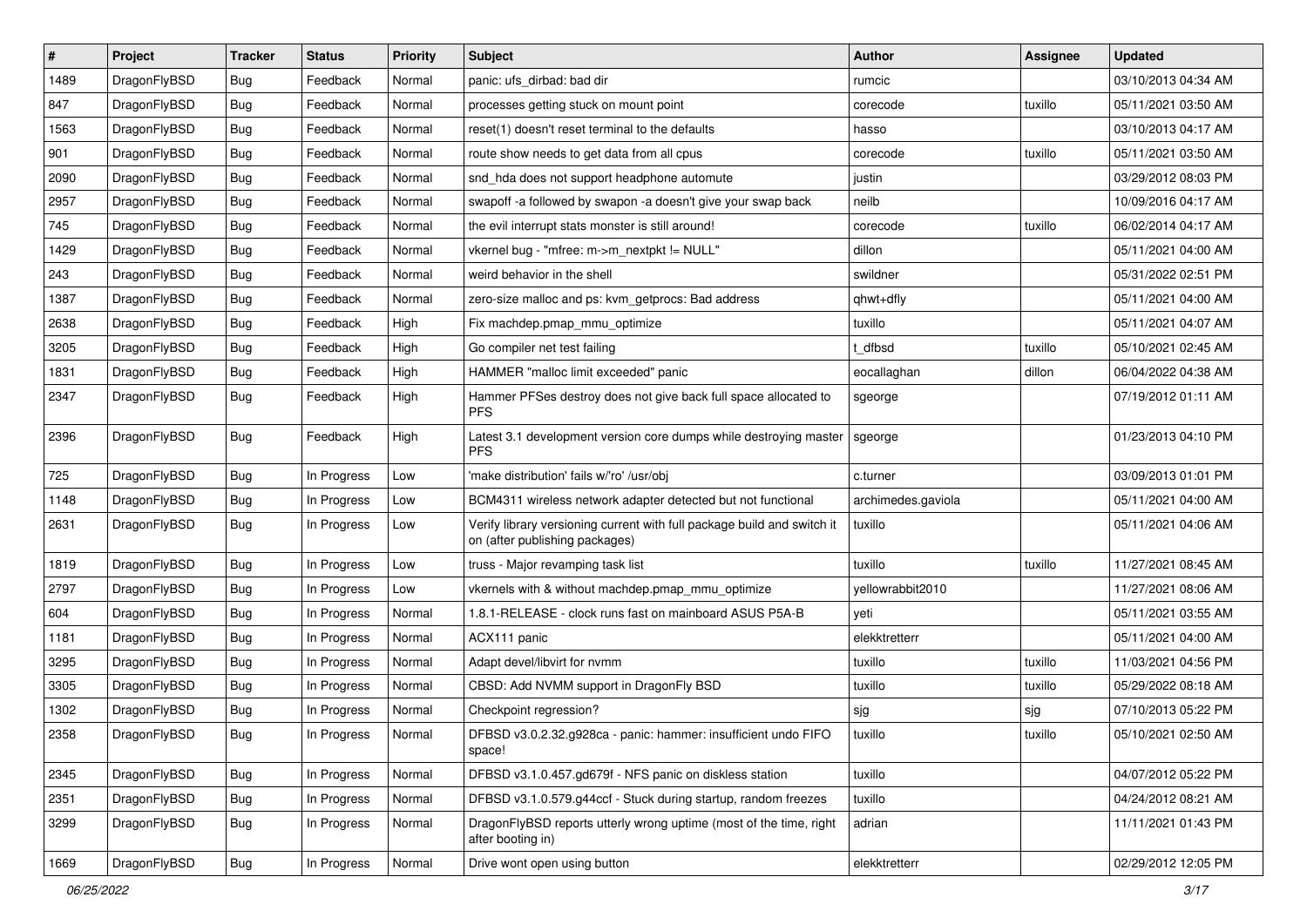| # | Project | Tracker | Status | Priority | Subject | Author | Assignee | Updated |
|---|---|---|---|---|---|---|---|---|
| 1489 | DragonFlyBSD | Bug | Feedback | Normal | panic: ufs_dirbad: bad dir | rumcic | | 03/10/2013 04:34 AM |
| 847 | DragonFlyBSD | Bug | Feedback | Normal | processes getting stuck on mount point | corecode | tuxillo | 05/11/2021 03:50 AM |
| 1563 | DragonFlyBSD | Bug | Feedback | Normal | reset(1) doesn't reset terminal to the defaults | hasso | | 03/10/2013 04:17 AM |
| 901 | DragonFlyBSD | Bug | Feedback | Normal | route show needs to get data from all cpus | corecode | tuxillo | 05/11/2021 03:50 AM |
| 2090 | DragonFlyBSD | Bug | Feedback | Normal | snd_hda does not support headphone automute | justin | | 03/29/2012 08:03 PM |
| 2957 | DragonFlyBSD | Bug | Feedback | Normal | swapoff -a followed by swapon -a doesn't give your swap back | neilb | | 10/09/2016 04:17 AM |
| 745 | DragonFlyBSD | Bug | Feedback | Normal | the evil interrupt stats monster is still around! | corecode | tuxillo | 06/02/2014 04:17 AM |
| 1429 | DragonFlyBSD | Bug | Feedback | Normal | vkernel bug - "mfree: m->m_nextpkt != NULL" | dillon | | 05/11/2021 04:00 AM |
| 243 | DragonFlyBSD | Bug | Feedback | Normal | weird behavior in the shell | swildner | | 05/31/2022 02:51 PM |
| 1387 | DragonFlyBSD | Bug | Feedback | Normal | zero-size malloc and ps: kvm_getprocs: Bad address | qhwt+dfly | | 05/11/2021 04:00 AM |
| 2638 | DragonFlyBSD | Bug | Feedback | High | Fix machdep.pmap_mmu_optimize | tuxillo | | 05/11/2021 04:07 AM |
| 3205 | DragonFlyBSD | Bug | Feedback | High | Go compiler net test failing | t_dfbsd | tuxillo | 05/10/2021 02:45 AM |
| 1831 | DragonFlyBSD | Bug | Feedback | High | HAMMER "malloc limit exceeded" panic | eocallaghan | dillon | 06/04/2022 04:38 AM |
| 2347 | DragonFlyBSD | Bug | Feedback | High | Hammer PFSes destroy does not give back full space allocated to PFS | sgeorge | | 07/19/2012 01:11 AM |
| 2396 | DragonFlyBSD | Bug | Feedback | High | Latest 3.1 development version core dumps while destroying master PFS | sgeorge | | 01/23/2013 04:10 PM |
| 725 | DragonFlyBSD | Bug | In Progress | Low | 'make distribution' fails w/'ro' /usr/obj | c.turner | | 03/09/2013 01:01 PM |
| 1148 | DragonFlyBSD | Bug | In Progress | Low | BCM4311 wireless network adapter detected but not functional | archimedes.gaviola | | 05/11/2021 04:00 AM |
| 2631 | DragonFlyBSD | Bug | In Progress | Low | Verify library versioning current with full package build and switch it on (after publishing packages) | tuxillo | | 05/11/2021 04:06 AM |
| 1819 | DragonFlyBSD | Bug | In Progress | Low | truss - Major revamping task list | tuxillo | tuxillo | 11/27/2021 08:45 AM |
| 2797 | DragonFlyBSD | Bug | In Progress | Low | vkernels with & without machdep.pmap_mmu_optimize | yellowrabbit2010 | | 11/27/2021 08:06 AM |
| 604 | DragonFlyBSD | Bug | In Progress | Normal | 1.8.1-RELEASE - clock runs fast on mainboard ASUS P5A-B | yeti | | 05/11/2021 03:55 AM |
| 1181 | DragonFlyBSD | Bug | In Progress | Normal | ACX111 panic | elekktretterr | | 05/11/2021 04:00 AM |
| 3295 | DragonFlyBSD | Bug | In Progress | Normal | Adapt devel/libvirt for nvmm | tuxillo | tuxillo | 11/03/2021 04:56 PM |
| 3305 | DragonFlyBSD | Bug | In Progress | Normal | CBSD: Add NVMM support in DragonFly BSD | tuxillo | tuxillo | 05/29/2022 08:18 AM |
| 1302 | DragonFlyBSD | Bug | In Progress | Normal | Checkpoint regression? | sjg | sjg | 07/10/2013 05:22 PM |
| 2358 | DragonFlyBSD | Bug | In Progress | Normal | DFBSD v3.0.2.32.g928ca - panic: hammer: insufficient undo FIFO space! | tuxillo | tuxillo | 05/10/2021 02:50 AM |
| 2345 | DragonFlyBSD | Bug | In Progress | Normal | DFBSD v3.1.0.457.gd679f - NFS panic on diskless station | tuxillo | | 04/07/2012 05:22 PM |
| 2351 | DragonFlyBSD | Bug | In Progress | Normal | DFBSD v3.1.0.579.g44ccf - Stuck during startup, random freezes | tuxillo | | 04/24/2012 08:21 AM |
| 3299 | DragonFlyBSD | Bug | In Progress | Normal | DragonFlyBSD reports utterly wrong uptime (most of the time, right after booting in) | adrian | | 11/11/2021 01:43 PM |
| 1669 | DragonFlyBSD | Bug | In Progress | Normal | Drive wont open using button | elekktretterr | | 02/29/2012 12:05 PM |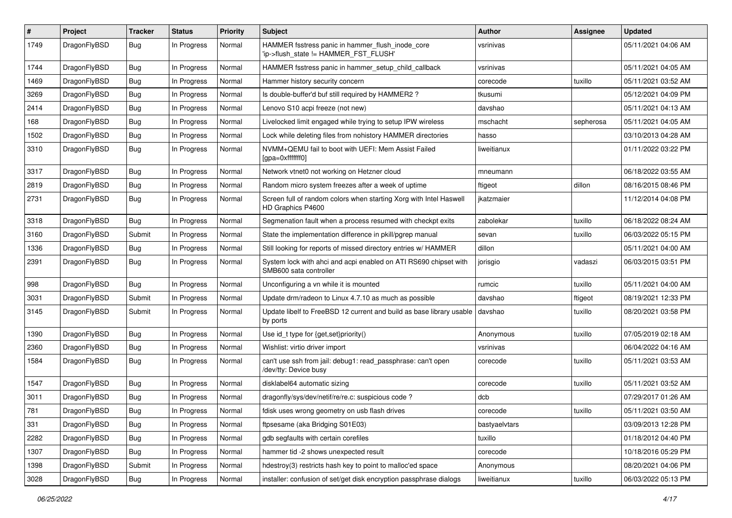| # | Project | Tracker | Status | Priority | Subject | Author | Assignee | Updated |
|---|---|---|---|---|---|---|---|---|
| 1749 | DragonFlyBSD | Bug | In Progress | Normal | HAMMER fsstress panic in hammer_flush_inode_core 'ip->flush_state != HAMMER_FST_FLUSH' | vsrinivas | | 05/11/2021 04:06 AM |
| 1744 | DragonFlyBSD | Bug | In Progress | Normal | HAMMER fsstress panic in hammer_setup_child_callback | vsrinivas | | 05/11/2021 04:05 AM |
| 1469 | DragonFlyBSD | Bug | In Progress | Normal | Hammer history security concern | corecode | tuxillo | 05/11/2021 03:52 AM |
| 3269 | DragonFlyBSD | Bug | In Progress | Normal | Is double-buffer'd buf still required by HAMMER2 ? | tkusumi | | 05/12/2021 04:09 PM |
| 2414 | DragonFlyBSD | Bug | In Progress | Normal | Lenovo S10 acpi freeze (not new) | davshao | | 05/11/2021 04:13 AM |
| 168 | DragonFlyBSD | Bug | In Progress | Normal | Livelocked limit engaged while trying to setup IPW wireless | mschacht | sepherosa | 05/11/2021 04:05 AM |
| 1502 | DragonFlyBSD | Bug | In Progress | Normal | Lock while deleting files from nohistory HAMMER directories | hasso | | 03/10/2013 04:28 AM |
| 3310 | DragonFlyBSD | Bug | In Progress | Normal | NVMM+QEMU fail to boot with UEFI: Mem Assist Failed [gpa=0xfffffff0] | liweitianux | | 01/11/2022 03:22 PM |
| 3317 | DragonFlyBSD | Bug | In Progress | Normal | Network vtnet0 not working on Hetzner cloud | mneumann | | 06/18/2022 03:55 AM |
| 2819 | DragonFlyBSD | Bug | In Progress | Normal | Random micro system freezes after a week of uptime | ftigeot | dillon | 08/16/2015 08:46 PM |
| 2731 | DragonFlyBSD | Bug | In Progress | Normal | Screen full of random colors when starting Xorg with Intel Haswell HD Graphics P4600 | jkatzmaier | | 11/12/2014 04:08 PM |
| 3318 | DragonFlyBSD | Bug | In Progress | Normal | Segmenation fault when a process resumed with checkpt exits | zabolekar | tuxillo | 06/18/2022 08:24 AM |
| 3160 | DragonFlyBSD | Submit | In Progress | Normal | State the implementation difference in pkill/pgrep manual | sevan | tuxillo | 06/03/2022 05:15 PM |
| 1336 | DragonFlyBSD | Bug | In Progress | Normal | Still looking for reports of missed directory entries w/ HAMMER | dillon | | 05/11/2021 04:00 AM |
| 2391 | DragonFlyBSD | Bug | In Progress | Normal | System lock with ahci and acpi enabled on ATI RS690 chipset with SMB600 sata controller | jorisgio | vadaszi | 06/03/2015 03:51 PM |
| 998 | DragonFlyBSD | Bug | In Progress | Normal | Unconfiguring a vn while it is mounted | rumcic | tuxillo | 05/11/2021 04:00 AM |
| 3031 | DragonFlyBSD | Submit | In Progress | Normal | Update drm/radeon to Linux 4.7.10 as much as possible | davshao | ftigeot | 08/19/2021 12:33 PM |
| 3145 | DragonFlyBSD | Submit | In Progress | Normal | Update libelf to FreeBSD 12 current and build as base library usable by ports | davshao | tuxillo | 08/20/2021 03:58 PM |
| 1390 | DragonFlyBSD | Bug | In Progress | Normal | Use id_t type for {get,set}priority() | Anonymous | tuxillo | 07/05/2019 02:18 AM |
| 2360 | DragonFlyBSD | Bug | In Progress | Normal | Wishlist: virtio driver import | vsrinivas | | 06/04/2022 04:16 AM |
| 1584 | DragonFlyBSD | Bug | In Progress | Normal | can't use ssh from jail: debug1: read_passphrase: can't open /dev/tty: Device busy | corecode | tuxillo | 05/11/2021 03:53 AM |
| 1547 | DragonFlyBSD | Bug | In Progress | Normal | disklabel64 automatic sizing | corecode | tuxillo | 05/11/2021 03:52 AM |
| 3011 | DragonFlyBSD | Bug | In Progress | Normal | dragonfly/sys/dev/netif/re/re.c: suspicious code ? | dcb | | 07/29/2017 01:26 AM |
| 781 | DragonFlyBSD | Bug | In Progress | Normal | fdisk uses wrong geometry on usb flash drives | corecode | tuxillo | 05/11/2021 03:50 AM |
| 331 | DragonFlyBSD | Bug | In Progress | Normal | ftpsesame (aka Bridging S01E03) | bastyaelvtars | | 03/09/2013 12:28 PM |
| 2282 | DragonFlyBSD | Bug | In Progress | Normal | gdb segfaults with certain corefiles | tuxillo | | 01/18/2012 04:40 PM |
| 1307 | DragonFlyBSD | Bug | In Progress | Normal | hammer tid -2 shows unexpected result | corecode | | 10/18/2016 05:29 PM |
| 1398 | DragonFlyBSD | Submit | In Progress | Normal | hdestroy(3) restricts hash key to point to malloc'ed space | Anonymous | | 08/20/2021 04:06 PM |
| 3028 | DragonFlyBSD | Bug | In Progress | Normal | installer: confusion of set/get disk encryption passphrase dialogs | liweitianux | tuxillo | 06/03/2022 05:13 PM |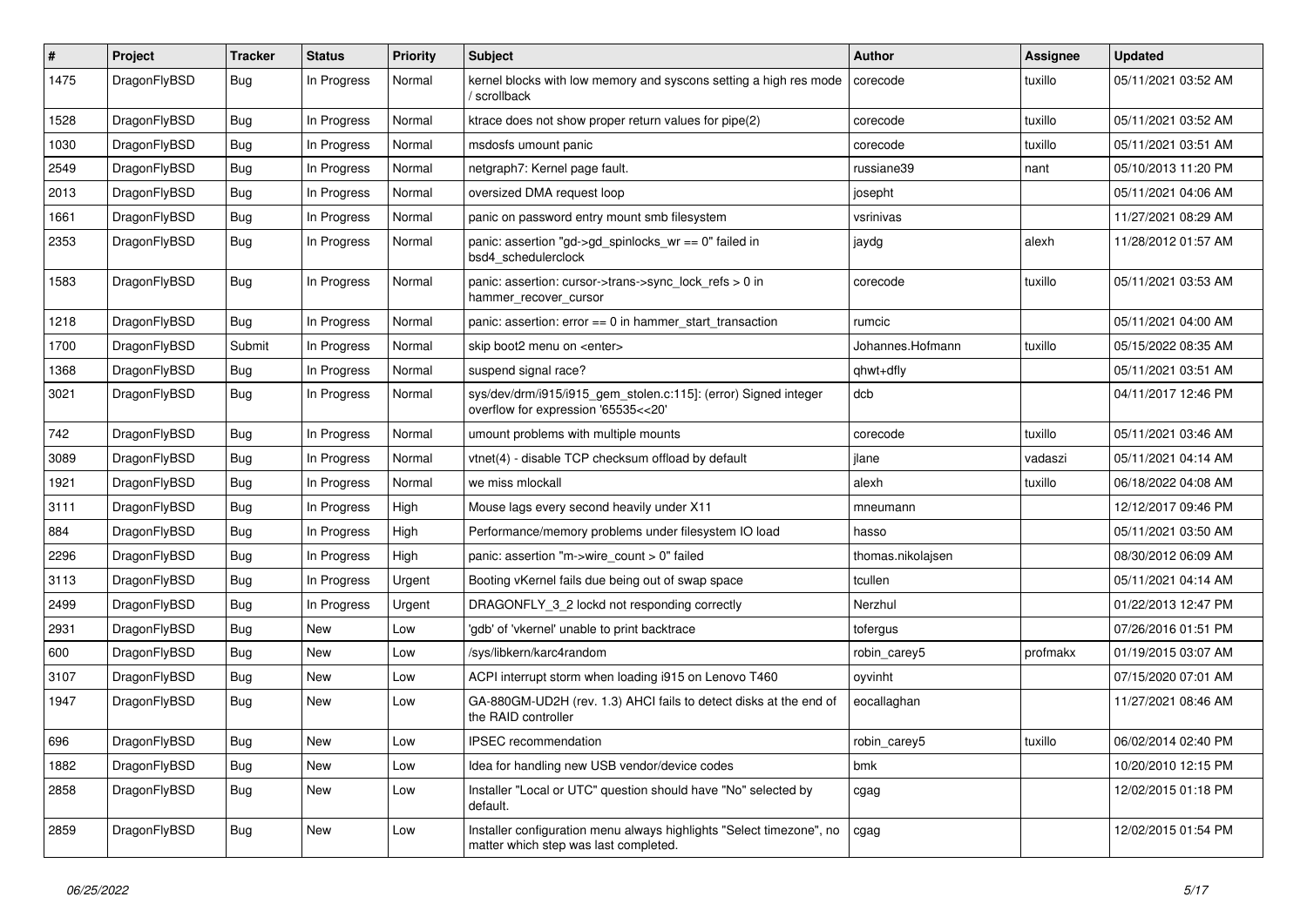| # | Project | Tracker | Status | Priority | Subject | Author | Assignee | Updated |
|---|---|---|---|---|---|---|---|---|
| 1475 | DragonFlyBSD | Bug | In Progress | Normal | kernel blocks with low memory and syscons setting a high res mode / scrollback | corecode | tuxillo | 05/11/2021 03:52 AM |
| 1528 | DragonFlyBSD | Bug | In Progress | Normal | ktrace does not show proper return values for pipe(2) | corecode | tuxillo | 05/11/2021 03:52 AM |
| 1030 | DragonFlyBSD | Bug | In Progress | Normal | msdosfs umount panic | corecode | tuxillo | 05/11/2021 03:51 AM |
| 2549 | DragonFlyBSD | Bug | In Progress | Normal | netgraph7: Kernel page fault. | russiane39 | nant | 05/10/2013 11:20 PM |
| 2013 | DragonFlyBSD | Bug | In Progress | Normal | oversized DMA request loop | josepht | | 05/11/2021 04:06 AM |
| 1661 | DragonFlyBSD | Bug | In Progress | Normal | panic on password entry mount smb filesystem | vsrinivas | | 11/27/2021 08:29 AM |
| 2353 | DragonFlyBSD | Bug | In Progress | Normal | panic: assertion "gd->gd_spinlocks_wr == 0" failed in bsd4_schedulerclock | jaydg | alexh | 11/28/2012 01:57 AM |
| 1583 | DragonFlyBSD | Bug | In Progress | Normal | panic: assertion: cursor->trans->sync_lock_refs > 0 in hammer_recover_cursor | corecode | tuxillo | 05/11/2021 03:53 AM |
| 1218 | DragonFlyBSD | Bug | In Progress | Normal | panic: assertion: error == 0 in hammer_start_transaction | rumcic | | 05/11/2021 04:00 AM |
| 1700 | DragonFlyBSD | Submit | In Progress | Normal | skip boot2 menu on <enter> | Johannes.Hofmann | tuxillo | 05/15/2022 08:35 AM |
| 1368 | DragonFlyBSD | Bug | In Progress | Normal | suspend signal race? | qhwt+dfly | | 05/11/2021 03:51 AM |
| 3021 | DragonFlyBSD | Bug | In Progress | Normal | sys/dev/drm/i915/i915_gem_stolen.c:115]: (error) Signed integer overflow for expression '65535<<20' | dcb | | 04/11/2017 12:46 PM |
| 742 | DragonFlyBSD | Bug | In Progress | Normal | umount problems with multiple mounts | corecode | tuxillo | 05/11/2021 03:46 AM |
| 3089 | DragonFlyBSD | Bug | In Progress | Normal | vtnet(4) - disable TCP checksum offload by default | jlane | vadaszi | 05/11/2021 04:14 AM |
| 1921 | DragonFlyBSD | Bug | In Progress | Normal | we miss mlockall | alexh | tuxillo | 06/18/2022 04:08 AM |
| 3111 | DragonFlyBSD | Bug | In Progress | High | Mouse lags every second heavily under X11 | mneumann | | 12/12/2017 09:46 PM |
| 884 | DragonFlyBSD | Bug | In Progress | High | Performance/memory problems under filesystem IO load | hasso | | 05/11/2021 03:50 AM |
| 2296 | DragonFlyBSD | Bug | In Progress | High | panic: assertion "m->wire_count > 0" failed | thomas.nikolajsen | | 08/30/2012 06:09 AM |
| 3113 | DragonFlyBSD | Bug | In Progress | Urgent | Booting vKernel fails due being out of swap space | tcullen | | 05/11/2021 04:14 AM |
| 2499 | DragonFlyBSD | Bug | In Progress | Urgent | DRAGONFLY_3_2 lockd not responding correctly | Nerzhul | | 01/22/2013 12:47 PM |
| 2931 | DragonFlyBSD | Bug | New | Low | 'gdb' of 'vkernel' unable to print backtrace | tofergus | | 07/26/2016 01:51 PM |
| 600 | DragonFlyBSD | Bug | New | Low | /sys/libkern/karc4random | robin_carey5 | profmakx | 01/19/2015 03:07 AM |
| 3107 | DragonFlyBSD | Bug | New | Low | ACPI interrupt storm when loading i915 on Lenovo T460 | oyvinht | | 07/15/2020 07:01 AM |
| 1947 | DragonFlyBSD | Bug | New | Low | GA-880GM-UD2H (rev. 1.3) AHCI fails to detect disks at the end of the RAID controller | eocallaghan | | 11/27/2021 08:46 AM |
| 696 | DragonFlyBSD | Bug | New | Low | IPSEC recommendation | robin_carey5 | tuxillo | 06/02/2014 02:40 PM |
| 1882 | DragonFlyBSD | Bug | New | Low | Idea for handling new USB vendor/device codes | bmk | | 10/20/2010 12:15 PM |
| 2858 | DragonFlyBSD | Bug | New | Low | Installer "Local or UTC" question should have "No" selected by default. | cgag | | 12/02/2015 01:18 PM |
| 2859 | DragonFlyBSD | Bug | New | Low | Installer configuration menu always highlights "Select timezone", no matter which step was last completed. | cgag | | 12/02/2015 01:54 PM |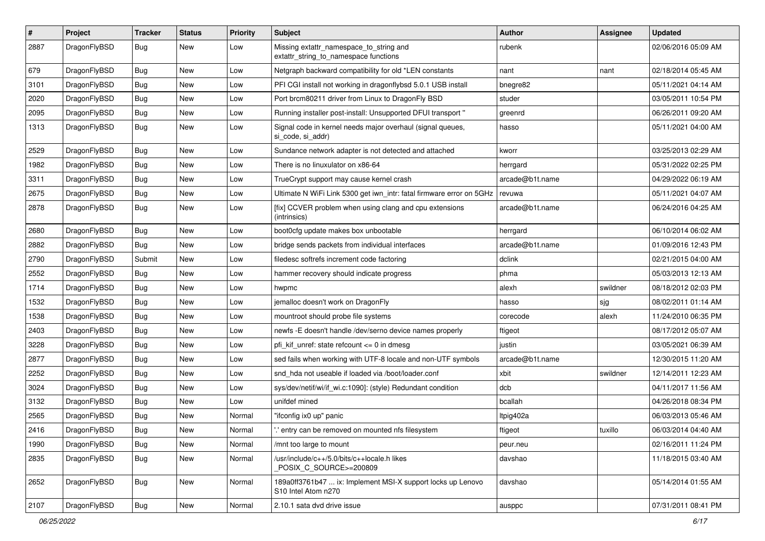| # | Project | Tracker | Status | Priority | Subject | Author | Assignee | Updated |
|---|---|---|---|---|---|---|---|---|
| 2887 | DragonFlyBSD | Bug | New | Low | Missing extattr_namespace_to_string and extattr_string_to_namespace functions | rubenk | | 02/06/2016 05:09 AM |
| 679 | DragonFlyBSD | Bug | New | Low | Netgraph backward compatibility for old *LEN constants | nant | nant | 02/18/2014 05:45 AM |
| 3101 | DragonFlyBSD | Bug | New | Low | PFI CGI install not working in dragonflybsd 5.0.1 USB install | bnegre82 | | 05/11/2021 04:14 AM |
| 2020 | DragonFlyBSD | Bug | New | Low | Port brcm80211 driver from Linux to DragonFly BSD | studer | | 03/05/2011 10:54 PM |
| 2095 | DragonFlyBSD | Bug | New | Low | Running installer post-install: Unsupported DFUI transport " | greenrd | | 06/26/2011 09:20 AM |
| 1313 | DragonFlyBSD | Bug | New | Low | Signal code in kernel needs major overhaul (signal queues, si_code, si_addr) | hasso | | 05/11/2021 04:00 AM |
| 2529 | DragonFlyBSD | Bug | New | Low | Sundance network adapter is not detected and attached | kworr | | 03/25/2013 02:29 AM |
| 1982 | DragonFlyBSD | Bug | New | Low | There is no linuxulator on x86-64 | herrgard | | 05/31/2022 02:25 PM |
| 3311 | DragonFlyBSD | Bug | New | Low | TrueCrypt support may cause kernel crash | arcade@b1t.name | | 04/29/2022 06:19 AM |
| 2675 | DragonFlyBSD | Bug | New | Low | Ultimate N WiFi Link 5300 get iwn_intr: fatal firmware error on 5GHz | revuwa | | 05/11/2021 04:07 AM |
| 2878 | DragonFlyBSD | Bug | New | Low | [fix] CCVER problem when using clang and cpu extensions (intrinsics) | arcade@b1t.name | | 06/24/2016 04:25 AM |
| 2680 | DragonFlyBSD | Bug | New | Low | boot0cfg update makes box unbootable | herrgard | | 06/10/2014 06:02 AM |
| 2882 | DragonFlyBSD | Bug | New | Low | bridge sends packets from individual interfaces | arcade@b1t.name | | 01/09/2016 12:43 PM |
| 2790 | DragonFlyBSD | Submit | New | Low | filedesc softrefs increment code factoring | dclink | | 02/21/2015 04:00 AM |
| 2552 | DragonFlyBSD | Bug | New | Low | hammer recovery should indicate progress | phma | | 05/03/2013 12:13 AM |
| 1714 | DragonFlyBSD | Bug | New | Low | hwpmc | alexh | swildner | 08/18/2012 02:03 PM |
| 1532 | DragonFlyBSD | Bug | New | Low | jemalloc doesn't work on DragonFly | hasso | sjg | 08/02/2011 01:14 AM |
| 1538 | DragonFlyBSD | Bug | New | Low | mountroot should probe file systems | corecode | alexh | 11/24/2010 06:35 PM |
| 2403 | DragonFlyBSD | Bug | New | Low | newfs -E doesn't handle /dev/serno device names properly | ftigeot | | 08/17/2012 05:07 AM |
| 3228 | DragonFlyBSD | Bug | New | Low | pfi_kif_unref: state refcount <= 0 in dmesg | justin | | 03/05/2021 06:39 AM |
| 2877 | DragonFlyBSD | Bug | New | Low | sed fails when working with UTF-8 locale and non-UTF symbols | arcade@b1t.name | | 12/30/2015 11:20 AM |
| 2252 | DragonFlyBSD | Bug | New | Low | snd_hda not useable if loaded via /boot/loader.conf | xbit | swildner | 12/14/2011 12:23 AM |
| 3024 | DragonFlyBSD | Bug | New | Low | sys/dev/netif/wi/if_wi.c:1090]: (style) Redundant condition | dcb | | 04/11/2017 11:56 AM |
| 3132 | DragonFlyBSD | Bug | New | Low | unifdef mined | bcallah | | 04/26/2018 08:34 PM |
| 2565 | DragonFlyBSD | Bug | New | Normal | "ifconfig ix0 up" panic | ltpig402a | | 06/03/2013 05:46 AM |
| 2416 | DragonFlyBSD | Bug | New | Normal | '.' entry can be removed on mounted nfs filesystem | ftigeot | tuxillo | 06/03/2014 04:40 AM |
| 1990 | DragonFlyBSD | Bug | New | Normal | /mnt too large to mount | peur.neu | | 02/16/2011 11:24 PM |
| 2835 | DragonFlyBSD | Bug | New | Normal | /usr/include/c++/5.0/bits/c++locale.h likes _POSIX_C_SOURCE>=200809 | davshao | | 11/18/2015 03:40 AM |
| 2652 | DragonFlyBSD | Bug | New | Normal | 189a0ff3761b47 ... ix: Implement MSI-X support locks up Lenovo S10 Intel Atom n270 | davshao | | 05/14/2014 01:55 AM |
| 2107 | DragonFlyBSD | Bug | New | Normal | 2.10.1 sata dvd drive issue | ausppc | | 07/31/2011 08:41 PM |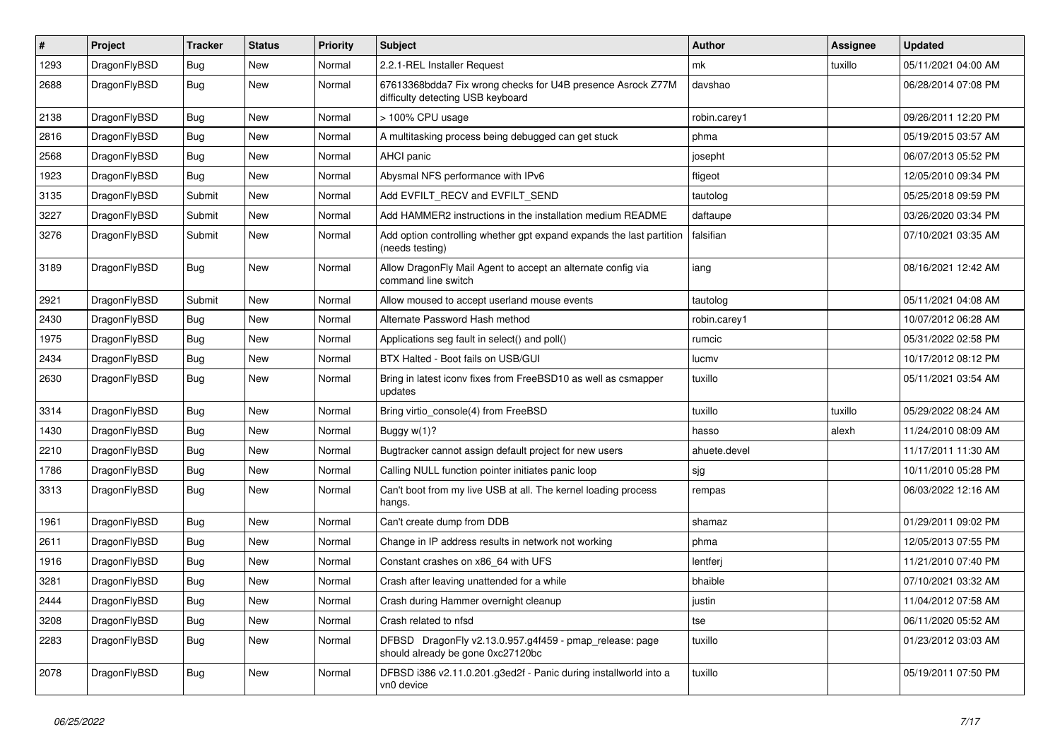| # | Project | Tracker | Status | Priority | Subject | Author | Assignee | Updated |
|---|---|---|---|---|---|---|---|---|
| 1293 | DragonFlyBSD | Bug | New | Normal | 2.2.1-REL Installer Request | mk | tuxillo | 05/11/2021 04:00 AM |
| 2688 | DragonFlyBSD | Bug | New | Normal | 67613368bdda7 Fix wrong checks for U4B presence Asrock Z77M difficulty detecting USB keyboard | davshao | | 06/28/2014 07:08 PM |
| 2138 | DragonFlyBSD | Bug | New | Normal | > 100% CPU usage | robin.carey1 | | 09/26/2011 12:20 PM |
| 2816 | DragonFlyBSD | Bug | New | Normal | A multitasking process being debugged can get stuck | phma | | 05/19/2015 03:57 AM |
| 2568 | DragonFlyBSD | Bug | New | Normal | AHCI panic | josepht | | 06/07/2013 05:52 PM |
| 1923 | DragonFlyBSD | Bug | New | Normal | Abysmal NFS performance with IPv6 | ftigeot | | 12/05/2010 09:34 PM |
| 3135 | DragonFlyBSD | Submit | New | Normal | Add EVFILT_RECV and EVFILT_SEND | tautolog | | 05/25/2018 09:59 PM |
| 3227 | DragonFlyBSD | Submit | New | Normal | Add HAMMER2 instructions in the installation medium README | daftaupe | | 03/26/2020 03:34 PM |
| 3276 | DragonFlyBSD | Submit | New | Normal | Add option controlling whether gpt expand expands the last partition (needs testing) | falsifian | | 07/10/2021 03:35 AM |
| 3189 | DragonFlyBSD | Bug | New | Normal | Allow DragonFly Mail Agent to accept an alternate config via command line switch | iang | | 08/16/2021 12:42 AM |
| 2921 | DragonFlyBSD | Submit | New | Normal | Allow moused to accept userland mouse events | tautolog | | 05/11/2021 04:08 AM |
| 2430 | DragonFlyBSD | Bug | New | Normal | Alternate Password Hash method | robin.carey1 | | 10/07/2012 06:28 AM |
| 1975 | DragonFlyBSD | Bug | New | Normal | Applications seg fault in select() and poll() | rumcic | | 05/31/2022 02:58 PM |
| 2434 | DragonFlyBSD | Bug | New | Normal | BTX Halted - Boot fails on USB/GUI | lucmv | | 10/17/2012 08:12 PM |
| 2630 | DragonFlyBSD | Bug | New | Normal | Bring in latest iconv fixes from FreeBSD10 as well as csmapper updates | tuxillo | | 05/11/2021 03:54 AM |
| 3314 | DragonFlyBSD | Bug | New | Normal | Bring virtio_console(4) from FreeBSD | tuxillo | tuxillo | 05/29/2022 08:24 AM |
| 1430 | DragonFlyBSD | Bug | New | Normal | Buggy w(1)? | hasso | alexh | 11/24/2010 08:09 AM |
| 2210 | DragonFlyBSD | Bug | New | Normal | Bugtracker cannot assign default project for new users | ahuete.devel | | 11/17/2011 11:30 AM |
| 1786 | DragonFlyBSD | Bug | New | Normal | Calling NULL function pointer initiates panic loop | sjg | | 10/11/2010 05:28 PM |
| 3313 | DragonFlyBSD | Bug | New | Normal | Can't boot from my live USB at all. The kernel loading process hangs. | rempas | | 06/03/2022 12:16 AM |
| 1961 | DragonFlyBSD | Bug | New | Normal | Can't create dump from DDB | shamaz | | 01/29/2011 09:02 PM |
| 2611 | DragonFlyBSD | Bug | New | Normal | Change in IP address results in network not working | phma | | 12/05/2013 07:55 PM |
| 1916 | DragonFlyBSD | Bug | New | Normal | Constant crashes on x86_64 with UFS | lentferj | | 11/21/2010 07:40 PM |
| 3281 | DragonFlyBSD | Bug | New | Normal | Crash after leaving unattended for a while | bhaible | | 07/10/2021 03:32 AM |
| 2444 | DragonFlyBSD | Bug | New | Normal | Crash during Hammer overnight cleanup | justin | | 11/04/2012 07:58 AM |
| 3208 | DragonFlyBSD | Bug | New | Normal | Crash related to nfsd | tse | | 06/11/2020 05:52 AM |
| 2283 | DragonFlyBSD | Bug | New | Normal | DFBSD DragonFly v2.13.0.957.g4f459 - pmap_release: page should already be gone 0xc27120bc | tuxillo | | 01/23/2012 03:03 AM |
| 2078 | DragonFlyBSD | Bug | New | Normal | DFBSD i386 v2.11.0.201.g3ed2f - Panic during installworld into a vn0 device | tuxillo | | 05/19/2011 07:50 PM |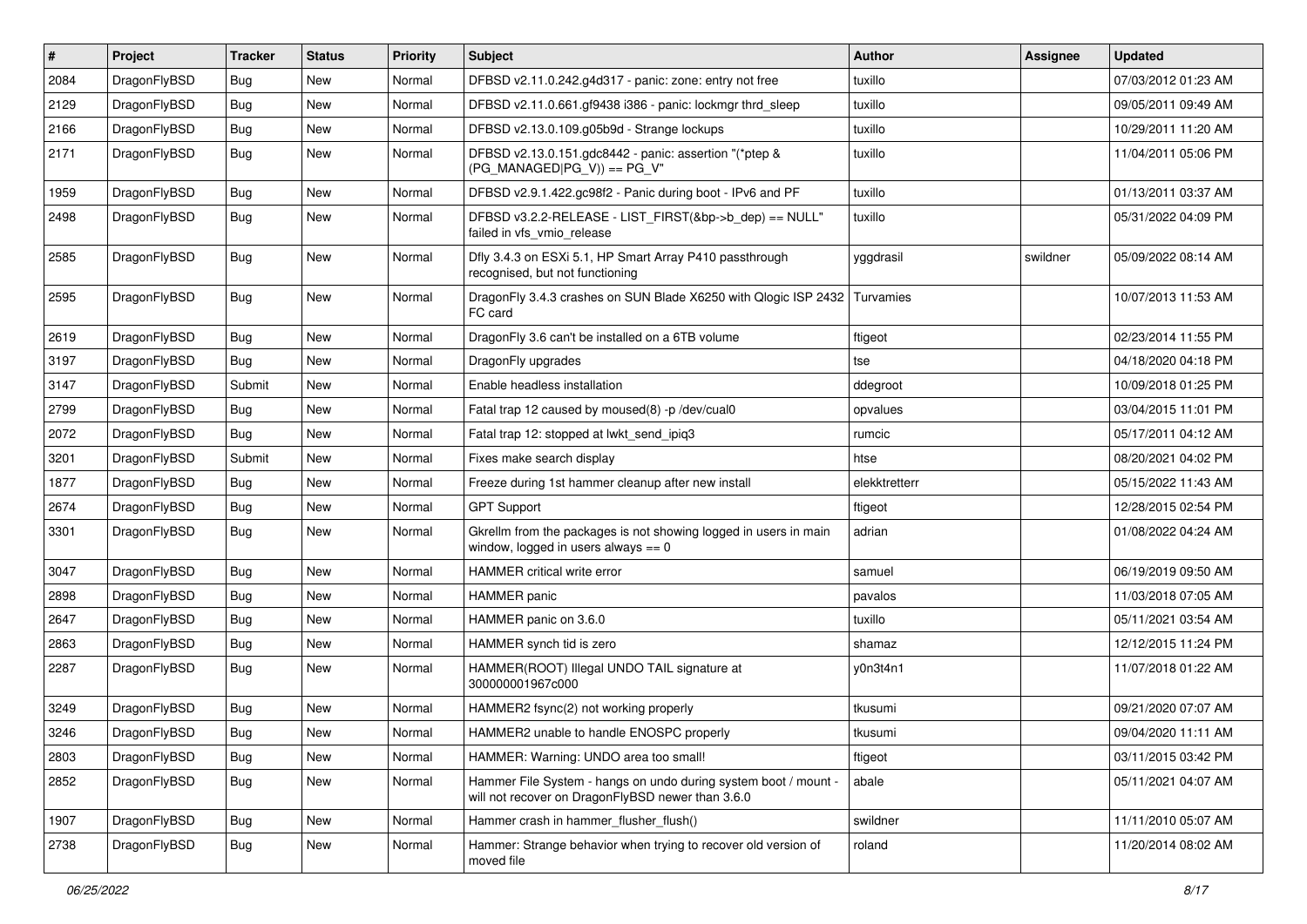| # | Project | Tracker | Status | Priority | Subject | Author | Assignee | Updated |
|---|---|---|---|---|---|---|---|---|
| 2084 | DragonFlyBSD | Bug | New | Normal | DFBSD v2.11.0.242.g4d317 - panic: zone: entry not free | tuxillo | | 07/03/2012 01:23 AM |
| 2129 | DragonFlyBSD | Bug | New | Normal | DFBSD v2.11.0.661.gf9438 i386 - panic: lockmgr thrd_sleep | tuxillo | | 09/05/2011 09:49 AM |
| 2166 | DragonFlyBSD | Bug | New | Normal | DFBSD v2.13.0.109.g05b9d - Strange lockups | tuxillo | | 10/29/2011 11:20 AM |
| 2171 | DragonFlyBSD | Bug | New | Normal | DFBSD v2.13.0.151.gdc8442 - panic: assertion "(*ptep & (PG_MANAGED\|PG_V)) == PG_V" | tuxillo | | 11/04/2011 05:06 PM |
| 1959 | DragonFlyBSD | Bug | New | Normal | DFBSD v2.9.1.422.gc98f2 - Panic during boot - IPv6 and PF | tuxillo | | 01/13/2011 03:37 AM |
| 2498 | DragonFlyBSD | Bug | New | Normal | DFBSD v3.2.2-RELEASE - LIST_FIRST(&bp->b_dep) == NULL" failed in vfs_vmio_release | tuxillo | | 05/31/2022 04:09 PM |
| 2585 | DragonFlyBSD | Bug | New | Normal | Dfly 3.4.3 on ESXi 5.1, HP Smart Array P410 passthrough recognised, but not functioning | yggdrasil | swildner | 05/09/2022 08:14 AM |
| 2595 | DragonFlyBSD | Bug | New | Normal | DragonFly 3.4.3 crashes on SUN Blade X6250 with Qlogic ISP 2432 FC card | Turvamies | | 10/07/2013 11:53 AM |
| 2619 | DragonFlyBSD | Bug | New | Normal | DragonFly 3.6 can't be installed on a 6TB volume | ftigeot | | 02/23/2014 11:55 PM |
| 3197 | DragonFlyBSD | Bug | New | Normal | DragonFly upgrades | tse | | 04/18/2020 04:18 PM |
| 3147 | DragonFlyBSD | Submit | New | Normal | Enable headless installation | ddegroot | | 10/09/2018 01:25 PM |
| 2799 | DragonFlyBSD | Bug | New | Normal | Fatal trap 12 caused by moused(8) -p /dev/cual0 | opvalues | | 03/04/2015 11:01 PM |
| 2072 | DragonFlyBSD | Bug | New | Normal | Fatal trap 12: stopped at lwkt_send_ipiq3 | rumcic | | 05/17/2011 04:12 AM |
| 3201 | DragonFlyBSD | Submit | New | Normal | Fixes make search display | htse | | 08/20/2021 04:02 PM |
| 1877 | DragonFlyBSD | Bug | New | Normal | Freeze during 1st hammer cleanup after new install | elekktretterr | | 05/15/2022 11:43 AM |
| 2674 | DragonFlyBSD | Bug | New | Normal | GPT Support | ftigeot | | 12/28/2015 02:54 PM |
| 3301 | DragonFlyBSD | Bug | New | Normal | Gkrellm from the packages is not showing logged in users in main window, logged in users always == 0 | adrian | | 01/08/2022 04:24 AM |
| 3047 | DragonFlyBSD | Bug | New | Normal | HAMMER critical write error | samuel | | 06/19/2019 09:50 AM |
| 2898 | DragonFlyBSD | Bug | New | Normal | HAMMER panic | pavalos | | 11/03/2018 07:05 AM |
| 2647 | DragonFlyBSD | Bug | New | Normal | HAMMER panic on 3.6.0 | tuxillo | | 05/11/2021 03:54 AM |
| 2863 | DragonFlyBSD | Bug | New | Normal | HAMMER synch tid is zero | shamaz | | 12/12/2015 11:24 PM |
| 2287 | DragonFlyBSD | Bug | New | Normal | HAMMER(ROOT) Illegal UNDO TAIL signature at 300000001967c000 | y0n3t4n1 | | 11/07/2018 01:22 AM |
| 3249 | DragonFlyBSD | Bug | New | Normal | HAMMER2 fsync(2) not working properly | tkusumi | | 09/21/2020 07:07 AM |
| 3246 | DragonFlyBSD | Bug | New | Normal | HAMMER2 unable to handle ENOSPC properly | tkusumi | | 09/04/2020 11:11 AM |
| 2803 | DragonFlyBSD | Bug | New | Normal | HAMMER: Warning: UNDO area too small! | ftigeot | | 03/11/2015 03:42 PM |
| 2852 | DragonFlyBSD | Bug | New | Normal | Hammer File System - hangs on undo during system boot / mount - will not recover on DragonFlyBSD newer than 3.6.0 | abale | | 05/11/2021 04:07 AM |
| 1907 | DragonFlyBSD | Bug | New | Normal | Hammer crash in hammer_flusher_flush() | swildner | | 11/11/2010 05:07 AM |
| 2738 | DragonFlyBSD | Bug | New | Normal | Hammer: Strange behavior when trying to recover old version of moved file | roland | | 11/20/2014 08:02 AM |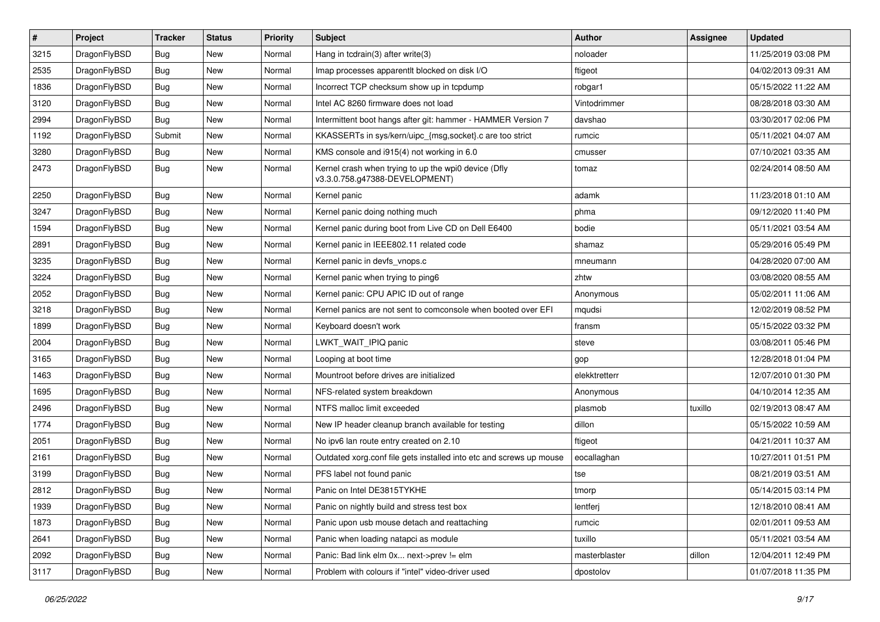| # | Project | Tracker | Status | Priority | Subject | Author | Assignee | Updated |
|---|---|---|---|---|---|---|---|---|
| 3215 | DragonFlyBSD | Bug | New | Normal | Hang in tcdrain(3) after write(3) | noloader | | 11/25/2019 03:08 PM |
| 2535 | DragonFlyBSD | Bug | New | Normal | Imap processes apparentlt blocked on disk I/O | ftigeot | | 04/02/2013 09:31 AM |
| 1836 | DragonFlyBSD | Bug | New | Normal | Incorrect TCP checksum show up in tcpdump | robgar1 | | 05/15/2022 11:22 AM |
| 3120 | DragonFlyBSD | Bug | New | Normal | Intel AC 8260 firmware does not load | Vintodrimmer | | 08/28/2018 03:30 AM |
| 2994 | DragonFlyBSD | Bug | New | Normal | Intermittent boot hangs after git: hammer - HAMMER Version 7 | davshao | | 03/30/2017 02:06 PM |
| 1192 | DragonFlyBSD | Submit | New | Normal | KKASSERTs in sys/kern/uipc_{msg,socket}.c are too strict | rumcic | | 05/11/2021 04:07 AM |
| 3280 | DragonFlyBSD | Bug | New | Normal | KMS console and i915(4) not working in 6.0 | cmusser | | 07/10/2021 03:35 AM |
| 2473 | DragonFlyBSD | Bug | New | Normal | Kernel crash when trying to up the wpi0 device (Dfly v3.3.0.758.g47388-DEVELOPMENT) | tomaz | | 02/24/2014 08:50 AM |
| 2250 | DragonFlyBSD | Bug | New | Normal | Kernel panic | adamk | | 11/23/2018 01:10 AM |
| 3247 | DragonFlyBSD | Bug | New | Normal | Kernel panic doing nothing much | phma | | 09/12/2020 11:40 PM |
| 1594 | DragonFlyBSD | Bug | New | Normal | Kernel panic during boot from Live CD on Dell E6400 | bodie | | 05/11/2021 03:54 AM |
| 2891 | DragonFlyBSD | Bug | New | Normal | Kernel panic in IEEE802.11 related code | shamaz | | 05/29/2016 05:49 PM |
| 3235 | DragonFlyBSD | Bug | New | Normal | Kernel panic in devfs_vnops.c | mneumann | | 04/28/2020 07:00 AM |
| 3224 | DragonFlyBSD | Bug | New | Normal | Kernel panic when trying to ping6 | zhtw | | 03/08/2020 08:55 AM |
| 2052 | DragonFlyBSD | Bug | New | Normal | Kernel panic: CPU APIC ID out of range | Anonymous | | 05/02/2011 11:06 AM |
| 3218 | DragonFlyBSD | Bug | New | Normal | Kernel panics are not sent to comconsole when booted over EFI | mqudsi | | 12/02/2019 08:52 PM |
| 1899 | DragonFlyBSD | Bug | New | Normal | Keyboard doesn't work | fransm | | 05/15/2022 03:32 PM |
| 2004 | DragonFlyBSD | Bug | New | Normal | LWKT_WAIT_IPIQ panic | steve | | 03/08/2011 05:46 PM |
| 3165 | DragonFlyBSD | Bug | New | Normal | Looping at boot time | gop | | 12/28/2018 01:04 PM |
| 1463 | DragonFlyBSD | Bug | New | Normal | Mountroot before drives are initialized | elekktretterr | | 12/07/2010 01:30 PM |
| 1695 | DragonFlyBSD | Bug | New | Normal | NFS-related system breakdown | Anonymous | | 04/10/2014 12:35 AM |
| 2496 | DragonFlyBSD | Bug | New | Normal | NTFS malloc limit exceeded | plasmob | tuxillo | 02/19/2013 08:47 AM |
| 1774 | DragonFlyBSD | Bug | New | Normal | New IP header cleanup branch available for testing | dillon | | 05/15/2022 10:59 AM |
| 2051 | DragonFlyBSD | Bug | New | Normal | No ipv6 lan route entry created on 2.10 | ftigeot | | 04/21/2011 10:37 AM |
| 2161 | DragonFlyBSD | Bug | New | Normal | Outdated xorg.conf file gets installed into etc and screws up mouse | eocallaghan | | 10/27/2011 01:51 PM |
| 3199 | DragonFlyBSD | Bug | New | Normal | PFS label not found panic | tse | | 08/21/2019 03:51 AM |
| 2812 | DragonFlyBSD | Bug | New | Normal | Panic on Intel DE3815TYKHE | tmorp | | 05/14/2015 03:14 PM |
| 1939 | DragonFlyBSD | Bug | New | Normal | Panic on nightly build and stress test box | lentferj | | 12/18/2010 08:41 AM |
| 1873 | DragonFlyBSD | Bug | New | Normal | Panic upon usb mouse detach and reattaching | rumcic | | 02/01/2011 09:53 AM |
| 2641 | DragonFlyBSD | Bug | New | Normal | Panic when loading natapci as module | tuxillo | | 05/11/2021 03:54 AM |
| 2092 | DragonFlyBSD | Bug | New | Normal | Panic: Bad link elm 0x... next->prev != elm | masterblaster | dillon | 12/04/2011 12:49 PM |
| 3117 | DragonFlyBSD | Bug | New | Normal | Problem with colours if "intel" video-driver used | dpostolov | | 01/07/2018 11:35 PM |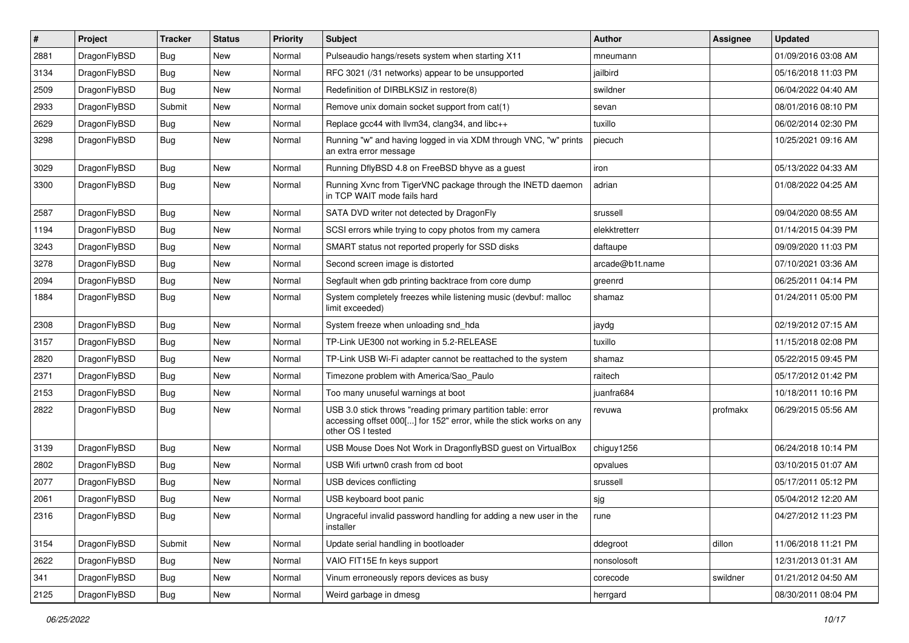| # | Project | Tracker | Status | Priority | Subject | Author | Assignee | Updated |
|---|---|---|---|---|---|---|---|---|
| 2881 | DragonFlyBSD | Bug | New | Normal | Pulseaudio hangs/resets system when starting X11 | mneumann | | 01/09/2016 03:08 AM |
| 3134 | DragonFlyBSD | Bug | New | Normal | RFC 3021 (/31 networks) appear to be unsupported | jailbird | | 05/16/2018 11:03 PM |
| 2509 | DragonFlyBSD | Bug | New | Normal | Redefinition of DIRBLKSIZ in restore(8) | swildner | | 06/04/2022 04:40 AM |
| 2933 | DragonFlyBSD | Submit | New | Normal | Remove unix domain socket support from cat(1) | sevan | | 08/01/2016 08:10 PM |
| 2629 | DragonFlyBSD | Bug | New | Normal | Replace gcc44 with llvm34, clang34, and libc++ | tuxillo | | 06/02/2014 02:30 PM |
| 3298 | DragonFlyBSD | Bug | New | Normal | Running "w" and having logged in via XDM through VNC, "w" prints an extra error message | piecuch | | 10/25/2021 09:16 AM |
| 3029 | DragonFlyBSD | Bug | New | Normal | Running DflyBSD 4.8 on FreeBSD bhyve as a guest | iron | | 05/13/2022 04:33 AM |
| 3300 | DragonFlyBSD | Bug | New | Normal | Running Xvnc from TigerVNC package through the INETD daemon in TCP WAIT mode fails hard | adrian | | 01/08/2022 04:25 AM |
| 2587 | DragonFlyBSD | Bug | New | Normal | SATA DVD writer not detected by DragonFly | srussell | | 09/04/2020 08:55 AM |
| 1194 | DragonFlyBSD | Bug | New | Normal | SCSI errors while trying to copy photos from my camera | elekktretterr | | 01/14/2015 04:39 PM |
| 3243 | DragonFlyBSD | Bug | New | Normal | SMART status not reported properly for SSD disks | daftaupe | | 09/09/2020 11:03 PM |
| 3278 | DragonFlyBSD | Bug | New | Normal | Second screen image is distorted | arcade@b1t.name | | 07/10/2021 03:36 AM |
| 2094 | DragonFlyBSD | Bug | New | Normal | Segfault when gdb printing backtrace from core dump | greenrd | | 06/25/2011 04:14 PM |
| 1884 | DragonFlyBSD | Bug | New | Normal | System completely freezes while listening music (devbuf: malloc limit exceeded) | shamaz | | 01/24/2011 05:00 PM |
| 2308 | DragonFlyBSD | Bug | New | Normal | System freeze when unloading snd_hda | jaydg | | 02/19/2012 07:15 AM |
| 3157 | DragonFlyBSD | Bug | New | Normal | TP-Link UE300 not working in 5.2-RELEASE | tuxillo | | 11/15/2018 02:08 PM |
| 2820 | DragonFlyBSD | Bug | New | Normal | TP-Link USB Wi-Fi adapter cannot be reattached to the system | shamaz | | 05/22/2015 09:45 PM |
| 2371 | DragonFlyBSD | Bug | New | Normal | Timezone problem with America/Sao_Paulo | raitech | | 05/17/2012 01:42 PM |
| 2153 | DragonFlyBSD | Bug | New | Normal | Too many unuseful warnings at boot | juanfra684 | | 10/18/2011 10:16 PM |
| 2822 | DragonFlyBSD | Bug | New | Normal | USB 3.0 stick throws "reading primary partition table: error accessing offset 000[...] for 152" error, while the stick works on any other OS I tested | revuwa | profmakx | 06/29/2015 05:56 AM |
| 3139 | DragonFlyBSD | Bug | New | Normal | USB Mouse Does Not Work in DragonflyBSD guest on VirtualBox | chiguy1256 | | 06/24/2018 10:14 PM |
| 2802 | DragonFlyBSD | Bug | New | Normal | USB Wifi urtwn0 crash from cd boot | opvalues | | 03/10/2015 01:07 AM |
| 2077 | DragonFlyBSD | Bug | New | Normal | USB devices conflicting | srussell | | 05/17/2011 05:12 PM |
| 2061 | DragonFlyBSD | Bug | New | Normal | USB keyboard boot panic | sjg | | 05/04/2012 12:20 AM |
| 2316 | DragonFlyBSD | Bug | New | Normal | Ungraceful invalid password handling for adding a new user in the installer | rune | | 04/27/2012 11:23 PM |
| 3154 | DragonFlyBSD | Submit | New | Normal | Update serial handling in bootloader | ddegroot | dillon | 11/06/2018 11:21 PM |
| 2622 | DragonFlyBSD | Bug | New | Normal | VAIO FIT15E fn keys support | nonsolosoft | | 12/31/2013 01:31 AM |
| 341 | DragonFlyBSD | Bug | New | Normal | Vinum erroneously repors devices as busy | corecode | swildner | 01/21/2012 04:50 AM |
| 2125 | DragonFlyBSD | Bug | New | Normal | Weird garbage in dmesg | herrgard | | 08/30/2011 08:04 PM |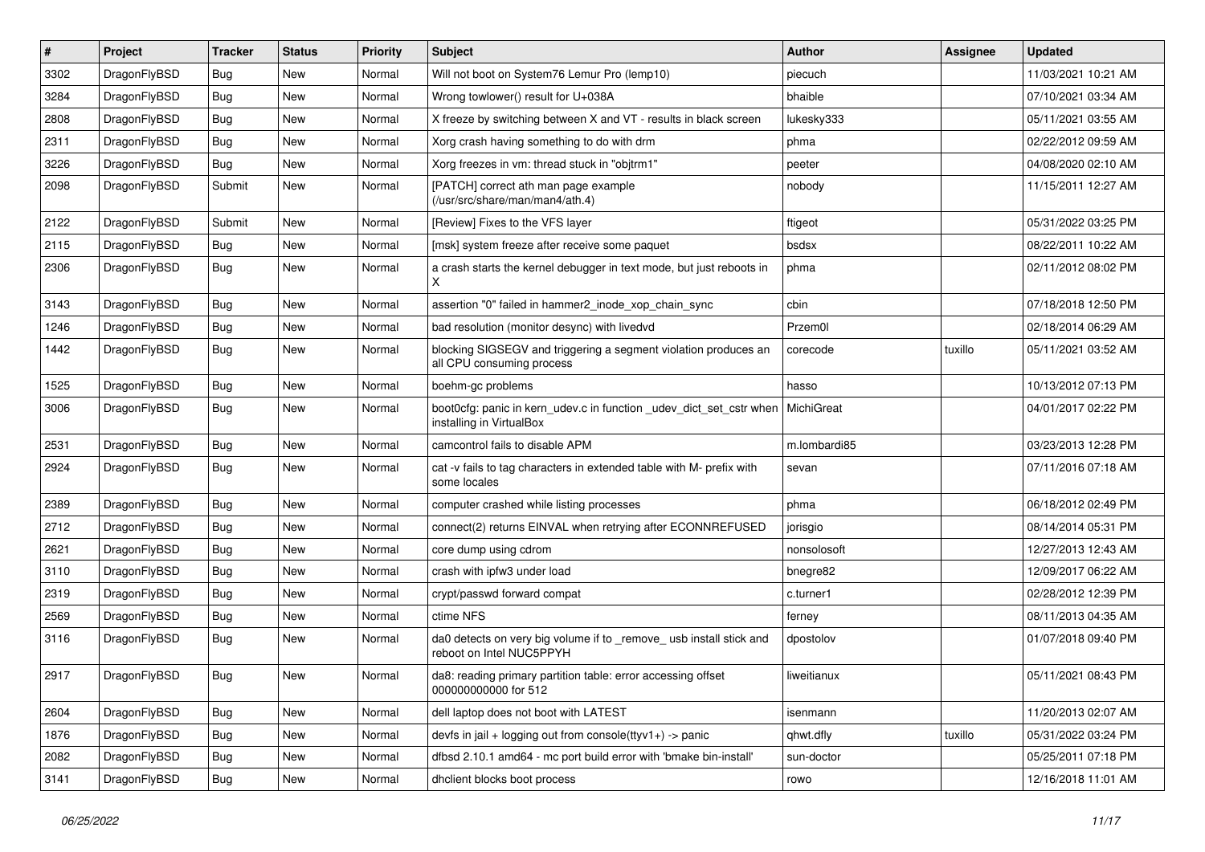| # | Project | Tracker | Status | Priority | Subject | Author | Assignee | Updated |
|---|---|---|---|---|---|---|---|---|
| 3302 | DragonFlyBSD | Bug | New | Normal | Will not boot on System76 Lemur Pro (lemp10) | piecuch | | 11/03/2021 10:21 AM |
| 3284 | DragonFlyBSD | Bug | New | Normal | Wrong towlower() result for U+038A | bhaible | | 07/10/2021 03:34 AM |
| 2808 | DragonFlyBSD | Bug | New | Normal | X freeze by switching between X and VT - results in black screen | lukesky333 | | 05/11/2021 03:55 AM |
| 2311 | DragonFlyBSD | Bug | New | Normal | Xorg crash having something to do with drm | phma | | 02/22/2012 09:59 AM |
| 3226 | DragonFlyBSD | Bug | New | Normal | Xorg freezes in vm: thread stuck in "objtrm1" | peeter | | 04/08/2020 02:10 AM |
| 2098 | DragonFlyBSD | Submit | New | Normal | [PATCH] correct ath man page example (/usr/src/share/man/man4/ath.4) | nobody | | 11/15/2011 12:27 AM |
| 2122 | DragonFlyBSD | Submit | New | Normal | [Review] Fixes to the VFS layer | ftigeot | | 05/31/2022 03:25 PM |
| 2115 | DragonFlyBSD | Bug | New | Normal | [msk] system freeze after receive some paquet | bsdsx | | 08/22/2011 10:22 AM |
| 2306 | DragonFlyBSD | Bug | New | Normal | a crash starts the kernel debugger in text mode, but just reboots in X | phma | | 02/11/2012 08:02 PM |
| 3143 | DragonFlyBSD | Bug | New | Normal | assertion "0" failed in hammer2_inode_xop_chain_sync | cbin | | 07/18/2018 12:50 PM |
| 1246 | DragonFlyBSD | Bug | New | Normal | bad resolution (monitor desync) with livedvd | Przem0l | | 02/18/2014 06:29 AM |
| 1442 | DragonFlyBSD | Bug | New | Normal | blocking SIGSEGV and triggering a segment violation produces an all CPU consuming process | corecode | tuxillo | 05/11/2021 03:52 AM |
| 1525 | DragonFlyBSD | Bug | New | Normal | boehm-gc problems | hasso | | 10/13/2012 07:13 PM |
| 3006 | DragonFlyBSD | Bug | New | Normal | boot0cfg: panic in kern_udev.c in function _udev_dict_set_cstr when installing in VirtualBox | MichiGreat | | 04/01/2017 02:22 PM |
| 2531 | DragonFlyBSD | Bug | New | Normal | camcontrol fails to disable APM | m.lombardi85 | | 03/23/2013 12:28 PM |
| 2924 | DragonFlyBSD | Bug | New | Normal | cat -v fails to tag characters in extended table with M- prefix with some locales | sevan | | 07/11/2016 07:18 AM |
| 2389 | DragonFlyBSD | Bug | New | Normal | computer crashed while listing processes | phma | | 06/18/2012 02:49 PM |
| 2712 | DragonFlyBSD | Bug | New | Normal | connect(2) returns EINVAL when retrying after ECONNREFUSED | jorisgio | | 08/14/2014 05:31 PM |
| 2621 | DragonFlyBSD | Bug | New | Normal | core dump using cdrom | nonsolosoft | | 12/27/2013 12:43 AM |
| 3110 | DragonFlyBSD | Bug | New | Normal | crash with ipfw3 under load | bnegre82 | | 12/09/2017 06:22 AM |
| 2319 | DragonFlyBSD | Bug | New | Normal | crypt/passwd forward compat | c.turner1 | | 02/28/2012 12:39 PM |
| 2569 | DragonFlyBSD | Bug | New | Normal | ctime NFS | ferney | | 08/11/2013 04:35 AM |
| 3116 | DragonFlyBSD | Bug | New | Normal | da0 detects on very big volume if to _remove_ usb install stick and reboot on Intel NUC5PPYH | dpostolov | | 01/07/2018 09:40 PM |
| 2917 | DragonFlyBSD | Bug | New | Normal | da8: reading primary partition table: error accessing offset 000000000000 for 512 | liweitianux | | 05/11/2021 08:43 PM |
| 2604 | DragonFlyBSD | Bug | New | Normal | dell laptop does not boot with LATEST | isenmann | | 11/20/2013 02:07 AM |
| 1876 | DragonFlyBSD | Bug | New | Normal | devfs in jail + logging out from console(ttyv1+) -> panic | qhwt.dfly | tuxillo | 05/31/2022 03:24 PM |
| 2082 | DragonFlyBSD | Bug | New | Normal | dfbsd 2.10.1 amd64 - mc port build error with 'bmake bin-install' | sun-doctor | | 05/25/2011 07:18 PM |
| 3141 | DragonFlyBSD | Bug | New | Normal | dhclient blocks boot process | rowo | | 12/16/2018 11:01 AM |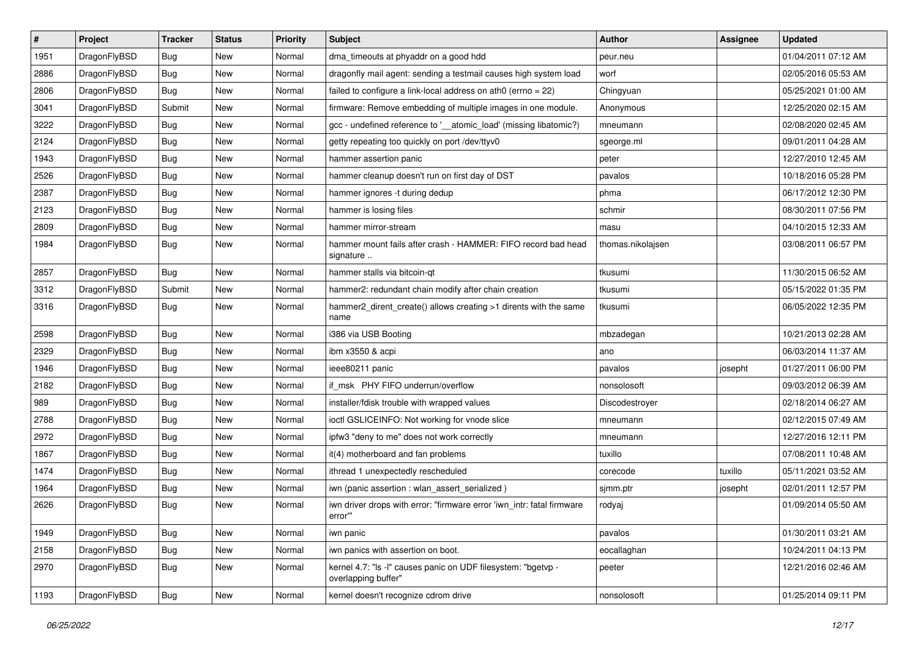| # | Project | Tracker | Status | Priority | Subject | Author | Assignee | Updated |
|---|---|---|---|---|---|---|---|---|
| 1951 | DragonFlyBSD | Bug | New | Normal | dma_timeouts at phyaddr on a good hdd | peur.neu | | 01/04/2011 07:12 AM |
| 2886 | DragonFlyBSD | Bug | New | Normal | dragonfly mail agent: sending a testmail causes high system load | worf | | 02/05/2016 05:53 AM |
| 2806 | DragonFlyBSD | Bug | New | Normal | failed to configure a link-local address on ath0 (errno = 22) | Chingyuan | | 05/25/2021 01:00 AM |
| 3041 | DragonFlyBSD | Submit | New | Normal | firmware: Remove embedding of multiple images in one module. | Anonymous | | 12/25/2020 02:15 AM |
| 3222 | DragonFlyBSD | Bug | New | Normal | gcc - undefined reference to '__atomic_load' (missing libatomic?) | mneumann | | 02/08/2020 02:45 AM |
| 2124 | DragonFlyBSD | Bug | New | Normal | getty repeating too quickly on port /dev/ttyv0 | sgeorge.ml | | 09/01/2011 04:28 AM |
| 1943 | DragonFlyBSD | Bug | New | Normal | hammer assertion panic | peter | | 12/27/2010 12:45 AM |
| 2526 | DragonFlyBSD | Bug | New | Normal | hammer cleanup doesn't run on first day of DST | pavalos | | 10/18/2016 05:28 PM |
| 2387 | DragonFlyBSD | Bug | New | Normal | hammer ignores -t during dedup | phma | | 06/17/2012 12:30 PM |
| 2123 | DragonFlyBSD | Bug | New | Normal | hammer is losing files | schmir | | 08/30/2011 07:56 PM |
| 2809 | DragonFlyBSD | Bug | New | Normal | hammer mirror-stream | masu | | 04/10/2015 12:33 AM |
| 1984 | DragonFlyBSD | Bug | New | Normal | hammer mount fails after crash - HAMMER: FIFO record bad head signature .. | thomas.nikolajsen | | 03/08/2011 06:57 PM |
| 2857 | DragonFlyBSD | Bug | New | Normal | hammer stalls via bitcoin-qt | tkusumi | | 11/30/2015 06:52 AM |
| 3312 | DragonFlyBSD | Submit | New | Normal | hammer2: redundant chain modify after chain creation | tkusumi | | 05/15/2022 01:35 PM |
| 3316 | DragonFlyBSD | Bug | New | Normal | hammer2_dirent_create() allows creating >1 dirents with the same name | tkusumi | | 06/05/2022 12:35 PM |
| 2598 | DragonFlyBSD | Bug | New | Normal | i386 via USB Booting | mbzadegan | | 10/21/2013 02:28 AM |
| 2329 | DragonFlyBSD | Bug | New | Normal | ibm x3550 & acpi | ano | | 06/03/2014 11:37 AM |
| 1946 | DragonFlyBSD | Bug | New | Normal | ieee80211 panic | pavalos | josepht | 01/27/2011 06:00 PM |
| 2182 | DragonFlyBSD | Bug | New | Normal | if_msk PHY FIFO underrun/overflow | nonsolosoft | | 09/03/2012 06:39 AM |
| 989 | DragonFlyBSD | Bug | New | Normal | installer/fdisk trouble with wrapped values | Discodestroyer | | 02/18/2014 06:27 AM |
| 2788 | DragonFlyBSD | Bug | New | Normal | ioctl GSLICEINFO: Not working for vnode slice | mneumann | | 02/12/2015 07:49 AM |
| 2972 | DragonFlyBSD | Bug | New | Normal | ipfw3 "deny to me" does not work correctly | mneumann | | 12/27/2016 12:11 PM |
| 1867 | DragonFlyBSD | Bug | New | Normal | it(4) motherboard and fan problems | tuxillo | | 07/08/2011 10:48 AM |
| 1474 | DragonFlyBSD | Bug | New | Normal | ithread 1 unexpectedly rescheduled | corecode | tuxillo | 05/11/2021 03:52 AM |
| 1964 | DragonFlyBSD | Bug | New | Normal | iwn (panic assertion : wlan_assert_serialized ) | sjmm.ptr | josepht | 02/01/2011 12:57 PM |
| 2626 | DragonFlyBSD | Bug | New | Normal | iwn driver drops with error: "firmware error 'iwn_intr: fatal firmware error'" | rodyaj | | 01/09/2014 05:50 AM |
| 1949 | DragonFlyBSD | Bug | New | Normal | iwn panic | pavalos | | 01/30/2011 03:21 AM |
| 2158 | DragonFlyBSD | Bug | New | Normal | iwn panics with assertion on boot. | eocallaghan | | 10/24/2011 04:13 PM |
| 2970 | DragonFlyBSD | Bug | New | Normal | kernel 4.7: "ls -l" causes panic on UDF filesystem: "bgetvp - overlapping buffer" | peeter | | 12/21/2016 02:46 AM |
| 1193 | DragonFlyBSD | Bug | New | Normal | kernel doesn't recognize cdrom drive | nonsolosoft | | 01/25/2014 09:11 PM |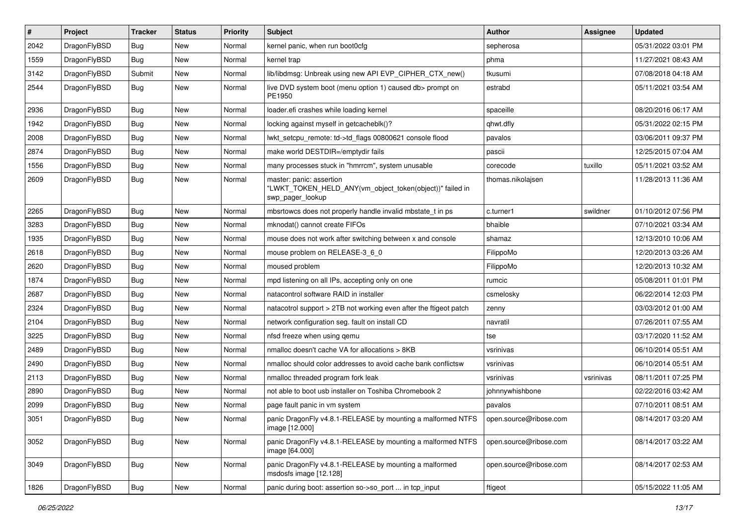| # | Project | Tracker | Status | Priority | Subject | Author | Assignee | Updated |
|---|---|---|---|---|---|---|---|---|
| 2042 | DragonFlyBSD | Bug | New | Normal | kernel panic, when run boot0cfg | sepherosa | | 05/31/2022 03:01 PM |
| 1559 | DragonFlyBSD | Bug | New | Normal | kernel trap | phma | | 11/27/2021 08:43 AM |
| 3142 | DragonFlyBSD | Submit | New | Normal | lib/libdmsg: Unbreak using new API EVP_CIPHER_CTX_new() | tkusumi | | 07/08/2018 04:18 AM |
| 2544 | DragonFlyBSD | Bug | New | Normal | live DVD system boot (menu option 1) caused db> prompt on PE1950 | estrabd | | 05/11/2021 03:54 AM |
| 2936 | DragonFlyBSD | Bug | New | Normal | loader.efi crashes while loading kernel | spaceille | | 08/20/2016 06:17 AM |
| 1942 | DragonFlyBSD | Bug | New | Normal | locking against myself in getcacheblk()? | qhwt.dfly | | 05/31/2022 02:15 PM |
| 2008 | DragonFlyBSD | Bug | New | Normal | lwkt_setcpu_remote: td->td_flags 00800621 console flood | pavalos | | 03/06/2011 09:37 PM |
| 2874 | DragonFlyBSD | Bug | New | Normal | make world DESTDIR=/emptydir fails | pascii | | 12/25/2015 07:04 AM |
| 1556 | DragonFlyBSD | Bug | New | Normal | many processes stuck in "hmrrcm", system unusable | corecode | tuxillo | 05/11/2021 03:52 AM |
| 2609 | DragonFlyBSD | Bug | New | Normal | master: panic: assertion "LWKT_TOKEN_HELD_ANY(vm_object_token(object))" failed in swp_pager_lookup | thomas.nikolajsen | | 11/28/2013 11:36 AM |
| 2265 | DragonFlyBSD | Bug | New | Normal | mbsrtowcs does not properly handle invalid mbstate_t in ps | c.turner1 | swildner | 01/10/2012 07:56 PM |
| 3283 | DragonFlyBSD | Bug | New | Normal | mknodat() cannot create FIFOs | bhaible | | 07/10/2021 03:34 AM |
| 1935 | DragonFlyBSD | Bug | New | Normal | mouse does not work after switching between x and console | shamaz | | 12/13/2010 10:06 AM |
| 2618 | DragonFlyBSD | Bug | New | Normal | mouse problem on RELEASE-3_6_0 | FilippoMo | | 12/20/2013 03:26 AM |
| 2620 | DragonFlyBSD | Bug | New | Normal | moused problem | FilippoMo | | 12/20/2013 10:32 AM |
| 1874 | DragonFlyBSD | Bug | New | Normal | mpd listening on all IPs, accepting only on one | rumcic | | 05/08/2011 01:01 PM |
| 2687 | DragonFlyBSD | Bug | New | Normal | natacontrol software RAID in installer | csmelosky | | 06/22/2014 12:03 PM |
| 2324 | DragonFlyBSD | Bug | New | Normal | natacotrol support > 2TB not working even after the ftigeot patch | zenny | | 03/03/2012 01:00 AM |
| 2104 | DragonFlyBSD | Bug | New | Normal | network configuration seg. fault on install CD | navratil | | 07/26/2011 07:55 AM |
| 3225 | DragonFlyBSD | Bug | New | Normal | nfsd freeze when using qemu | tse | | 03/17/2020 11:52 AM |
| 2489 | DragonFlyBSD | Bug | New | Normal | nmalloc doesn't cache VA for allocations > 8KB | vsrinivas | | 06/10/2014 05:51 AM |
| 2490 | DragonFlyBSD | Bug | New | Normal | nmalloc should color addresses to avoid cache bank conflictsw | vsrinivas | | 06/10/2014 05:51 AM |
| 2113 | DragonFlyBSD | Bug | New | Normal | nmalloc threaded program fork leak | vsrinivas | vsrinivas | 08/11/2011 07:25 PM |
| 2890 | DragonFlyBSD | Bug | New | Normal | not able to boot usb installer on Toshiba Chromebook 2 | johnnywhishbone | | 02/22/2016 03:42 AM |
| 2099 | DragonFlyBSD | Bug | New | Normal | page fault panic in vm system | pavalos | | 07/10/2011 08:51 AM |
| 3051 | DragonFlyBSD | Bug | New | Normal | panic DragonFly v4.8.1-RELEASE by mounting a malformed NTFS image [12.000] | open.source@ribose.com | | 08/14/2017 03:20 AM |
| 3052 | DragonFlyBSD | Bug | New | Normal | panic DragonFly v4.8.1-RELEASE by mounting a malformed NTFS image [64.000] | open.source@ribose.com | | 08/14/2017 03:22 AM |
| 3049 | DragonFlyBSD | Bug | New | Normal | panic DragonFly v4.8.1-RELEASE by mounting a malformed msdosfs image [12.128] | open.source@ribose.com | | 08/14/2017 02:53 AM |
| 1826 | DragonFlyBSD | Bug | New | Normal | panic during boot: assertion so->so_port ... in tcp_input | ftigeot | | 05/15/2022 11:05 AM |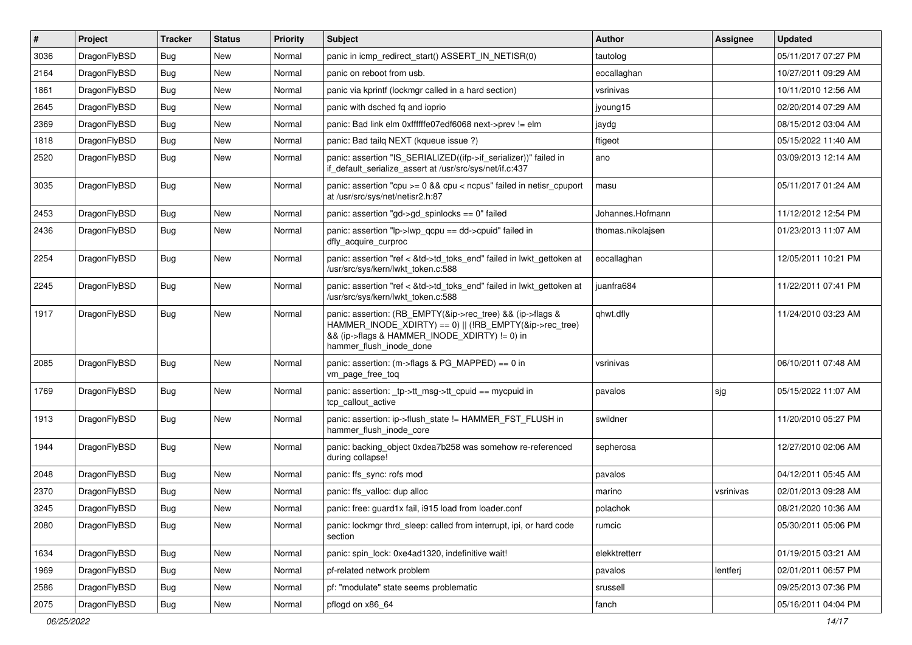| # | Project | Tracker | Status | Priority | Subject | Author | Assignee | Updated |
|---|---|---|---|---|---|---|---|---|
| 3036 | DragonFlyBSD | Bug | New | Normal | panic in icmp_redirect_start() ASSERT_IN_NETISR(0) | tautolog | | 05/11/2017 07:27 PM |
| 2164 | DragonFlyBSD | Bug | New | Normal | panic on reboot from usb. | eocallaghan | | 10/27/2011 09:29 AM |
| 1861 | DragonFlyBSD | Bug | New | Normal | panic via kprintf (lockmgr called in a hard section) | vsrinivas | | 10/11/2010 12:56 AM |
| 2645 | DragonFlyBSD | Bug | New | Normal | panic with dsched fq and ioprio | jyoung15 | | 02/20/2014 07:29 AM |
| 2369 | DragonFlyBSD | Bug | New | Normal | panic: Bad link elm 0xffffffe07edf6068 next->prev != elm | jaydg | | 08/15/2012 03:04 AM |
| 1818 | DragonFlyBSD | Bug | New | Normal | panic: Bad tailq NEXT (kqueue issue ?) | ftigeot | | 05/15/2022 11:40 AM |
| 2520 | DragonFlyBSD | Bug | New | Normal | panic: assertion "IS_SERIALIZED((ifp->if_serializer))" failed in if_default_serialize_assert at /usr/src/sys/net/if.c:437 | ano | | 03/09/2013 12:14 AM |
| 3035 | DragonFlyBSD | Bug | New | Normal | panic: assertion "cpu >= 0 && cpu < ncpus" failed in netisr_cpuport at /usr/src/sys/net/netisr2.h:87 | masu | | 05/11/2017 01:24 AM |
| 2453 | DragonFlyBSD | Bug | New | Normal | panic: assertion "gd->gd_spinlocks == 0" failed | Johannes.Hofmann | | 11/12/2012 12:54 PM |
| 2436 | DragonFlyBSD | Bug | New | Normal | panic: assertion "lp->lwp_qcpu == dd->cpuid" failed in dfly_acquire_curproc | thomas.nikolajsen | | 01/23/2013 11:07 AM |
| 2254 | DragonFlyBSD | Bug | New | Normal | panic: assertion "ref < &td->td_toks_end" failed in lwkt_gettoken at /usr/src/sys/kern/lwkt_token.c:588 | eocallaghan | | 12/05/2011 10:21 PM |
| 2245 | DragonFlyBSD | Bug | New | Normal | panic: assertion "ref < &td->td_toks_end" failed in lwkt_gettoken at /usr/src/sys/kern/lwkt_token.c:588 | juanfra684 | | 11/22/2011 07:41 PM |
| 1917 | DragonFlyBSD | Bug | New | Normal | panic: assertion: (RB_EMPTY(&ip->rec_tree) && (ip->flags & HAMMER_INODE_XDIRTY) == 0) \|\| (!RB_EMPTY(&ip->rec_tree) && (ip->flags & HAMMER_INODE_XDIRTY) != 0) in hammer_flush_inode_done | qhwt.dfly | | 11/24/2010 03:23 AM |
| 2085 | DragonFlyBSD | Bug | New | Normal | panic: assertion: (m->flags & PG_MAPPED) == 0 in vm_page_free_toq | vsrinivas | | 06/10/2011 07:48 AM |
| 1769 | DragonFlyBSD | Bug | New | Normal | panic: assertion: _tp->tt_msg->tt_cpuid == mycpuid in tcp_callout_active | pavalos | sjg | 05/15/2022 11:07 AM |
| 1913 | DragonFlyBSD | Bug | New | Normal | panic: assertion: ip->flush_state != HAMMER_FST_FLUSH in hammer_flush_inode_core | swildner | | 11/20/2010 05:27 PM |
| 1944 | DragonFlyBSD | Bug | New | Normal | panic: backing_object 0xdea7b258 was somehow re-referenced during collapse! | sepherosa | | 12/27/2010 02:06 AM |
| 2048 | DragonFlyBSD | Bug | New | Normal | panic: ffs_sync: rofs mod | pavalos | | 04/12/2011 05:45 AM |
| 2370 | DragonFlyBSD | Bug | New | Normal | panic: ffs_valloc: dup alloc | marino | vsrinivas | 02/01/2013 09:28 AM |
| 3245 | DragonFlyBSD | Bug | New | Normal | panic: free: guard1x fail, i915 load from loader.conf | polachok | | 08/21/2020 10:36 AM |
| 2080 | DragonFlyBSD | Bug | New | Normal | panic: lockmgr thrd_sleep: called from interrupt, ipi, or hard code section | rumcic | | 05/30/2011 05:06 PM |
| 1634 | DragonFlyBSD | Bug | New | Normal | panic: spin_lock: 0xe4ad1320, indefinitive wait! | elekktretterr | | 01/19/2015 03:21 AM |
| 1969 | DragonFlyBSD | Bug | New | Normal | pf-related network problem | pavalos | lentferj | 02/01/2011 06:57 PM |
| 2586 | DragonFlyBSD | Bug | New | Normal | pf: "modulate" state seems problematic | srussell | | 09/25/2013 07:36 PM |
| 2075 | DragonFlyBSD | Bug | New | Normal | pflogd on x86_64 | fanch | | 05/16/2011 04:04 PM |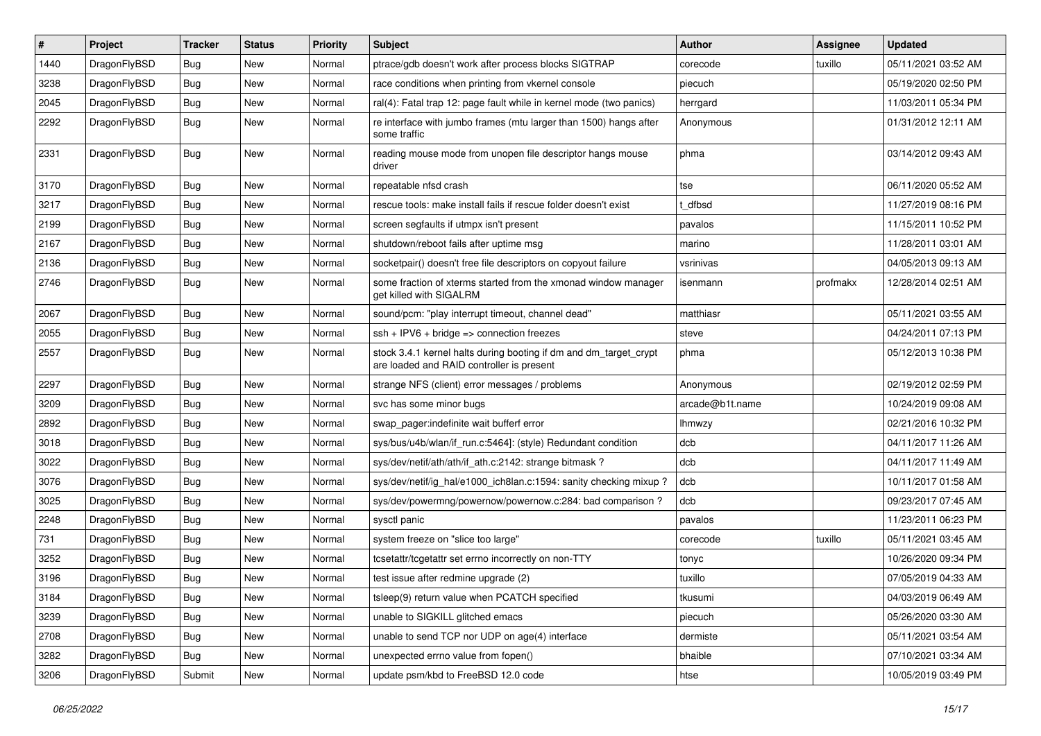| # | Project | Tracker | Status | Priority | Subject | Author | Assignee | Updated |
|---|---|---|---|---|---|---|---|---|
| 1440 | DragonFlyBSD | Bug | New | Normal | ptrace/gdb doesn't work after process blocks SIGTRAP | corecode | tuxillo | 05/11/2021 03:52 AM |
| 3238 | DragonFlyBSD | Bug | New | Normal | race conditions when printing from vkernel console | piecuch | | 05/19/2020 02:50 PM |
| 2045 | DragonFlyBSD | Bug | New | Normal | ral(4): Fatal trap 12: page fault while in kernel mode (two panics) | herrgard | | 11/03/2011 05:34 PM |
| 2292 | DragonFlyBSD | Bug | New | Normal | re interface with jumbo frames (mtu larger than 1500) hangs after some traffic | Anonymous | | 01/31/2012 12:11 AM |
| 2331 | DragonFlyBSD | Bug | New | Normal | reading mouse mode from unopen file descriptor hangs mouse driver | phma | | 03/14/2012 09:43 AM |
| 3170 | DragonFlyBSD | Bug | New | Normal | repeatable nfsd crash | tse | | 06/11/2020 05:52 AM |
| 3217 | DragonFlyBSD | Bug | New | Normal | rescue tools: make install fails if rescue folder doesn't exist | t_dfbsd | | 11/27/2019 08:16 PM |
| 2199 | DragonFlyBSD | Bug | New | Normal | screen segfaults if utmpx isn't present | pavalos | | 11/15/2011 10:52 PM |
| 2167 | DragonFlyBSD | Bug | New | Normal | shutdown/reboot fails after uptime msg | marino | | 11/28/2011 03:01 AM |
| 2136 | DragonFlyBSD | Bug | New | Normal | socketpair() doesn't free file descriptors on copyout failure | vsrinivas | | 04/05/2013 09:13 AM |
| 2746 | DragonFlyBSD | Bug | New | Normal | some fraction of xterms started from the xmonad window manager get killed with SIGALRM | isenmann | profmakx | 12/28/2014 02:51 AM |
| 2067 | DragonFlyBSD | Bug | New | Normal | sound/pcm: "play interrupt timeout, channel dead" | matthiasr | | 05/11/2021 03:55 AM |
| 2055 | DragonFlyBSD | Bug | New | Normal | ssh + IPV6 + bridge => connection freezes | steve | | 04/24/2011 07:13 PM |
| 2557 | DragonFlyBSD | Bug | New | Normal | stock 3.4.1 kernel halts during booting if dm and dm_target_crypt are loaded and RAID controller is present | phma | | 05/12/2013 10:38 PM |
| 2297 | DragonFlyBSD | Bug | New | Normal | strange NFS (client) error messages / problems | Anonymous | | 02/19/2012 02:59 PM |
| 3209 | DragonFlyBSD | Bug | New | Normal | svc has some minor bugs | arcade@b1t.name | | 10/24/2019 09:08 AM |
| 2892 | DragonFlyBSD | Bug | New | Normal | swap_pager:indefinite wait bufferf error | lhmwzy | | 02/21/2016 10:32 PM |
| 3018 | DragonFlyBSD | Bug | New | Normal | sys/bus/u4b/wlan/if_run.c:5464]: (style) Redundant condition | dcb | | 04/11/2017 11:26 AM |
| 3022 | DragonFlyBSD | Bug | New | Normal | sys/dev/netif/ath/ath/if_ath.c:2142: strange bitmask ? | dcb | | 04/11/2017 11:49 AM |
| 3076 | DragonFlyBSD | Bug | New | Normal | sys/dev/netif/ig_hal/e1000_ich8lan.c:1594: sanity checking mixup ? | dcb | | 10/11/2017 01:58 AM |
| 3025 | DragonFlyBSD | Bug | New | Normal | sys/dev/powermng/powernow/powernow.c:284: bad comparison ? | dcb | | 09/23/2017 07:45 AM |
| 2248 | DragonFlyBSD | Bug | New | Normal | sysctl panic | pavalos | | 11/23/2011 06:23 PM |
| 731 | DragonFlyBSD | Bug | New | Normal | system freeze on "slice too large" | corecode | tuxillo | 05/11/2021 03:45 AM |
| 3252 | DragonFlyBSD | Bug | New | Normal | tcsetattr/tcgetattr set errno incorrectly on non-TTY | tonyc | | 10/26/2020 09:34 PM |
| 3196 | DragonFlyBSD | Bug | New | Normal | test issue after redmine upgrade (2) | tuxillo | | 07/05/2019 04:33 AM |
| 3184 | DragonFlyBSD | Bug | New | Normal | tsleep(9) return value when PCATCH specified | tkusumi | | 04/03/2019 06:49 AM |
| 3239 | DragonFlyBSD | Bug | New | Normal | unable to SIGKILL glitched emacs | piecuch | | 05/26/2020 03:30 AM |
| 2708 | DragonFlyBSD | Bug | New | Normal | unable to send TCP nor UDP on age(4) interface | dermiste | | 05/11/2021 03:54 AM |
| 3282 | DragonFlyBSD | Bug | New | Normal | unexpected errno value from fopen() | bhaible | | 07/10/2021 03:34 AM |
| 3206 | DragonFlyBSD | Submit | New | Normal | update psm/kbd to FreeBSD 12.0 code | htse | | 10/05/2019 03:49 PM |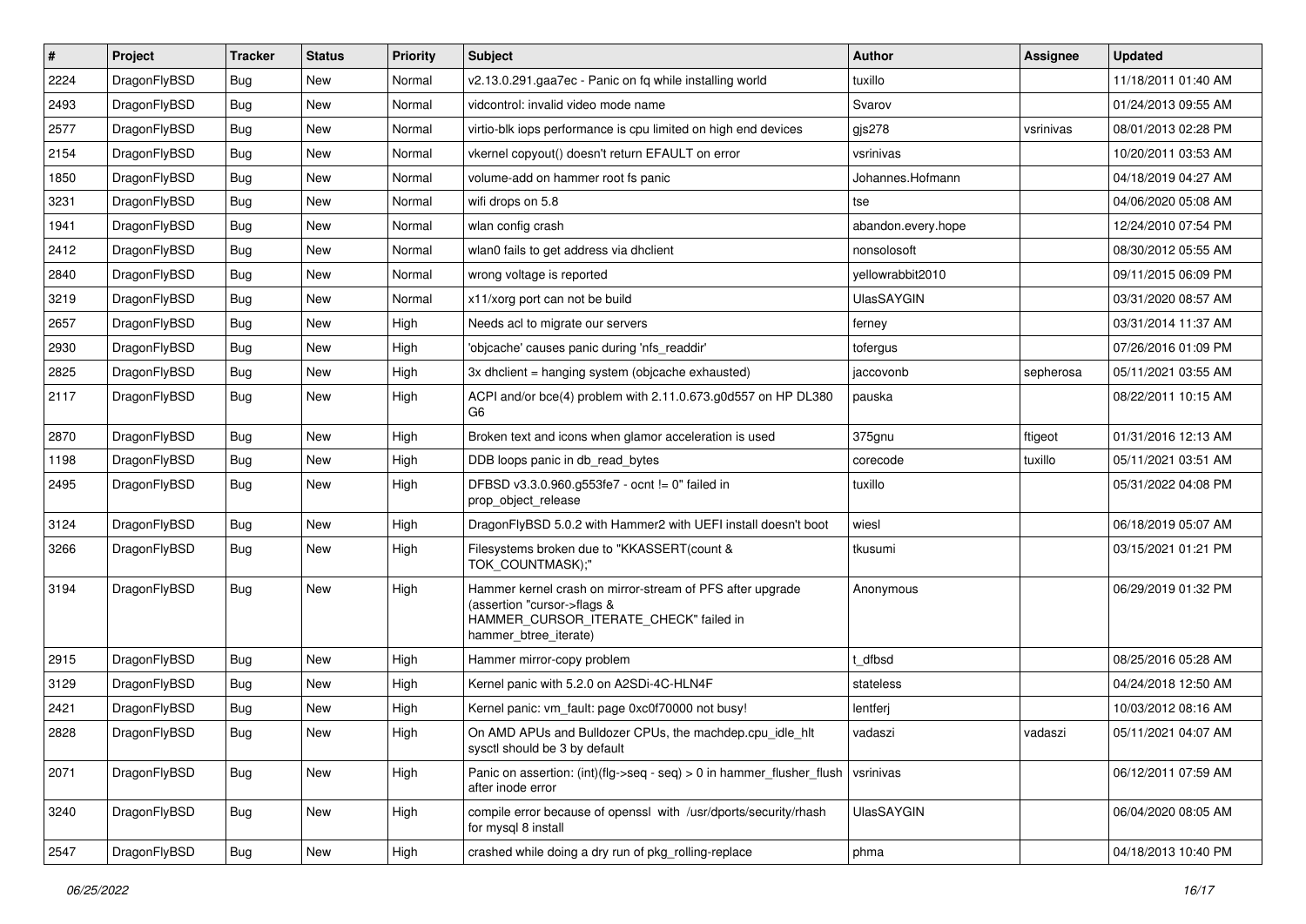| # | Project | Tracker | Status | Priority | Subject | Author | Assignee | Updated |
|---|---|---|---|---|---|---|---|---|
| 2224 | DragonFlyBSD | Bug | New | Normal | v2.13.0.291.gaa7ec - Panic on fq while installing world | tuxillo | | 11/18/2011 01:40 AM |
| 2493 | DragonFlyBSD | Bug | New | Normal | vidcontrol: invalid video mode name | Svarov | | 01/24/2013 09:55 AM |
| 2577 | DragonFlyBSD | Bug | New | Normal | virtio-blk iops performance is cpu limited on high end devices | gjs278 | vsrinivas | 08/01/2013 02:28 PM |
| 2154 | DragonFlyBSD | Bug | New | Normal | vkernel copyout() doesn't return EFAULT on error | vsrinivas | | 10/20/2011 03:53 AM |
| 1850 | DragonFlyBSD | Bug | New | Normal | volume-add on hammer root fs panic | Johannes.Hofmann | | 04/18/2019 04:27 AM |
| 3231 | DragonFlyBSD | Bug | New | Normal | wifi drops on 5.8 | tse | | 04/06/2020 05:08 AM |
| 1941 | DragonFlyBSD | Bug | New | Normal | wlan config crash | abandon.every.hope | | 12/24/2010 07:54 PM |
| 2412 | DragonFlyBSD | Bug | New | Normal | wlan0 fails to get address via dhclient | nonsolosoft | | 08/30/2012 05:55 AM |
| 2840 | DragonFlyBSD | Bug | New | Normal | wrong voltage is reported | yellowrabbit2010 | | 09/11/2015 06:09 PM |
| 3219 | DragonFlyBSD | Bug | New | Normal | x11/xorg port can not be build | UlasSAYGIN | | 03/31/2020 08:57 AM |
| 2657 | DragonFlyBSD | Bug | New | High | Needs acl to migrate our servers | ferney | | 03/31/2014 11:37 AM |
| 2930 | DragonFlyBSD | Bug | New | High | 'objcache' causes panic during 'nfs_readdir' | tofergus | | 07/26/2016 01:09 PM |
| 2825 | DragonFlyBSD | Bug | New | High | 3x dhclient = hanging system (objcache exhausted) | jaccovonb | sepherosa | 05/11/2021 03:55 AM |
| 2117 | DragonFlyBSD | Bug | New | High | ACPI and/or bce(4) problem with 2.11.0.673.g0d557 on HP DL380 G6 | pauska | | 08/22/2011 10:15 AM |
| 2870 | DragonFlyBSD | Bug | New | High | Broken text and icons when glamor acceleration is used | 375gnu | ftigeot | 01/31/2016 12:13 AM |
| 1198 | DragonFlyBSD | Bug | New | High | DDB loops panic in db_read_bytes | corecode | tuxillo | 05/11/2021 03:51 AM |
| 2495 | DragonFlyBSD | Bug | New | High | DFBSD v3.3.0.960.g553fe7 - ocnt != 0" failed in prop_object_release | tuxillo | | 05/31/2022 04:08 PM |
| 3124 | DragonFlyBSD | Bug | New | High | DragonFlyBSD 5.0.2 with Hammer2 with UEFI install doesn't boot | wiesl | | 06/18/2019 05:07 AM |
| 3266 | DragonFlyBSD | Bug | New | High | Filesystems broken due to "KKASSERT(count & TOK_COUNTMASK);" | tkusumi | | 03/15/2021 01:21 PM |
| 3194 | DragonFlyBSD | Bug | New | High | Hammer kernel crash on mirror-stream of PFS after upgrade (assertion "cursor->flags & HAMMER_CURSOR_ITERATE_CHECK" failed in hammer_btree_iterate) | Anonymous | | 06/29/2019 01:32 PM |
| 2915 | DragonFlyBSD | Bug | New | High | Hammer mirror-copy problem | t_dfbsd | | 08/25/2016 05:28 AM |
| 3129 | DragonFlyBSD | Bug | New | High | Kernel panic with 5.2.0 on A2SDi-4C-HLN4F | stateless | | 04/24/2018 12:50 AM |
| 2421 | DragonFlyBSD | Bug | New | High | Kernel panic: vm_fault: page 0xc0f70000 not busy! | lentferj | | 10/03/2012 08:16 AM |
| 2828 | DragonFlyBSD | Bug | New | High | On AMD APUs and Bulldozer CPUs, the machdep.cpu_idle_hlt sysctl should be 3 by default | vadaszi | vadaszi | 05/11/2021 04:07 AM |
| 2071 | DragonFlyBSD | Bug | New | High | Panic on assertion: (int)(flg->seq - seq) > 0 in hammer_flusher_flush after inode error | vsrinivas | | 06/12/2011 07:59 AM |
| 3240 | DragonFlyBSD | Bug | New | High | compile error because of openssl with /usr/dports/security/rhash for mysql 8 install | UlasSAYGIN | | 06/04/2020 08:05 AM |
| 2547 | DragonFlyBSD | Bug | New | High | crashed while doing a dry run of pkg_rolling-replace | phma | | 04/18/2013 10:40 PM |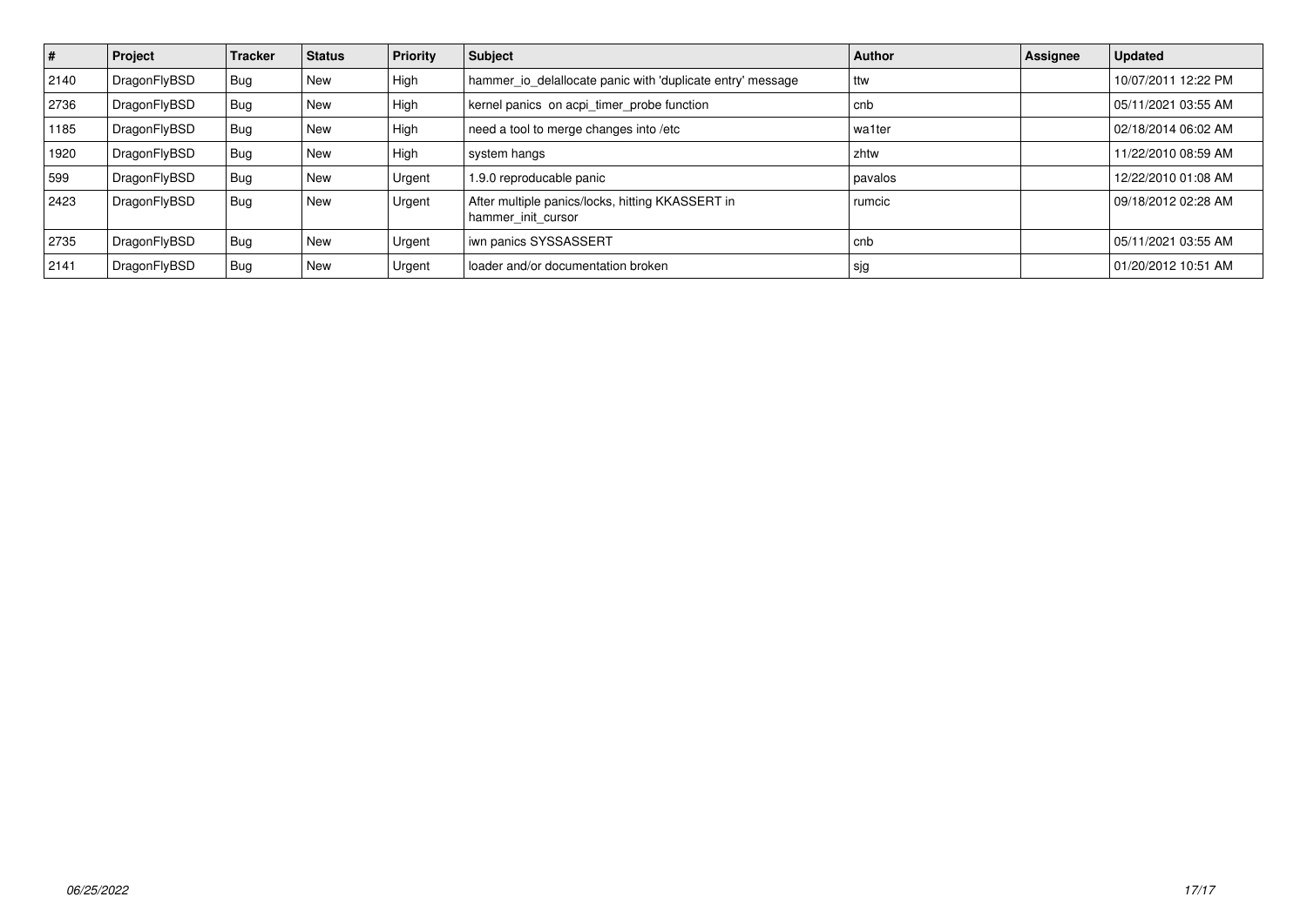| # | Project | Tracker | Status | Priority | Subject | Author | Assignee | Updated |
|---|---|---|---|---|---|---|---|---|
| 2140 | DragonFlyBSD | Bug | New | High | hammer_io_delallocate panic with 'duplicate entry' message | ttw | | 10/07/2011 12:22 PM |
| 2736 | DragonFlyBSD | Bug | New | High | kernel panics on acpi_timer_probe function | cnb | | 05/11/2021 03:55 AM |
| 1185 | DragonFlyBSD | Bug | New | High | need a tool to merge changes into /etc | wa1ter | | 02/18/2014 06:02 AM |
| 1920 | DragonFlyBSD | Bug | New | High | system hangs | zhtw | | 11/22/2010 08:59 AM |
| 599 | DragonFlyBSD | Bug | New | Urgent | 1.9.0 reproducable panic | pavalos | | 12/22/2010 01:08 AM |
| 2423 | DragonFlyBSD | Bug | New | Urgent | After multiple panics/locks, hitting KKASSERT in hammer_init_cursor | rumcic | | 09/18/2012 02:28 AM |
| 2735 | DragonFlyBSD | Bug | New | Urgent | iwn panics SYSSASSERT | cnb | | 05/11/2021 03:55 AM |
| 2141 | DragonFlyBSD | Bug | New | Urgent | loader and/or documentation broken | sjg | | 01/20/2012 10:51 AM |